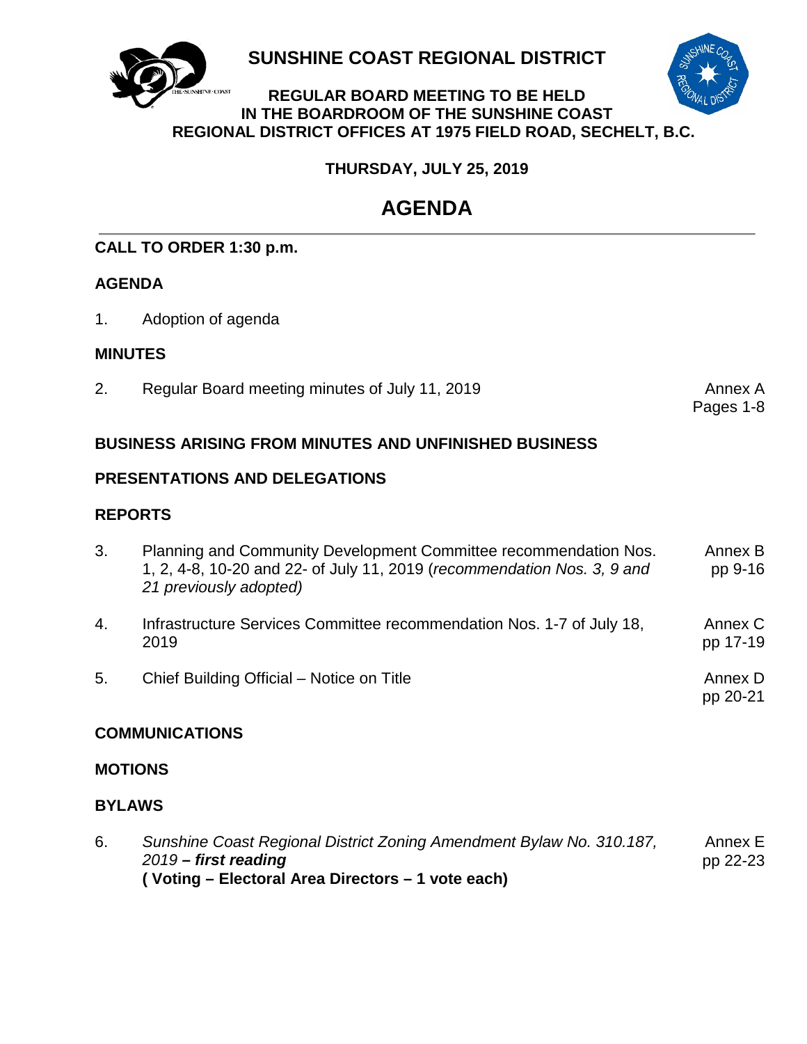# SUNSHINE COAST REGIONAL DISTRICT

**REGULAR BOARD MEETING TO BE HELD IN THE BOARDROOM OF THE SUNSHINE COAST REGIONAL DISTRICT OFFICES AT 1975 FIELD ROAD, SECHELT, B.C.**

**THURSDAY, JULY 25, 2019**

## AGENDA

**CALL TO ORDER 1:30 p.m.**

**AGENDA**

1. Adoption of agenda

**MINUTES**

| | | |
|---|---|---|
| 2. | Regular Board meeting minutes of July 11, 2019 | Annex A Pages 1-8 |

**BUSINESS ARISING FROM MINUTES AND UNFINISHED BUSINESS**

**PRESENTATIONS AND DELEGATIONS**

**REPORTS**

| | | |
|---|---|---|
| 3. | Planning and Community Development Committee recommendation Nos. 1, 2, 4-8, 10-20 and 22- of July 11, 2019 (*recommendation Nos. 3, 9 and 21 previously adopted)* | Annex B pp 9-16 |
| 4. | Infrastructure Services Committee recommendation Nos. 1-7 of July 18, 2019 | Annex C pp 17-19 |
| 5. | Chief Building Official – Notice on Title | Annex D pp 20-21 |

**COMMUNICATIONS**

**MOTIONS**

**BYLAWS**

| | | |
|---|---|---|
| 6. | *Sunshine Coast Regional District Zoning Amendment Bylaw No. 310.187, 2019* ***– first reading*** **( Voting – Electoral Area Directors – 1 vote each)** | Annex E pp 22-23 |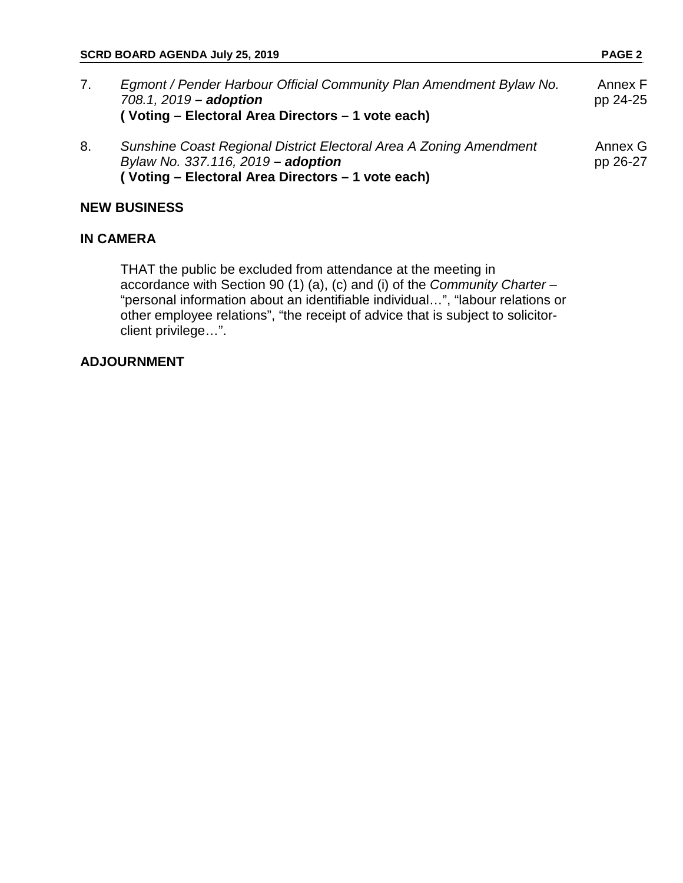7. *Egmont / Pender Harbour Official Community Plan Amendment Bylaw No. 708.1, 2019* ***– adoption*** — Annex F, pp 24-25
   **( Voting – Electoral Area Directors – 1 vote each)**

8. *Sunshine Coast Regional District Electoral Area A Zoning Amendment Bylaw No. 337.116, 2019* ***– adoption*** — Annex G, pp 26-27
   **( Voting – Electoral Area Directors – 1 vote each)**

## NEW BUSINESS

## IN CAMERA

THAT the public be excluded from attendance at the meeting in accordance with Section 90 (1) (a), (c) and (i) of the *Community Charter* – "personal information about an identifiable individual…", "labour relations or other employee relations", "the receipt of advice that is subject to solicitor-client privilege…".

## ADJOURNMENT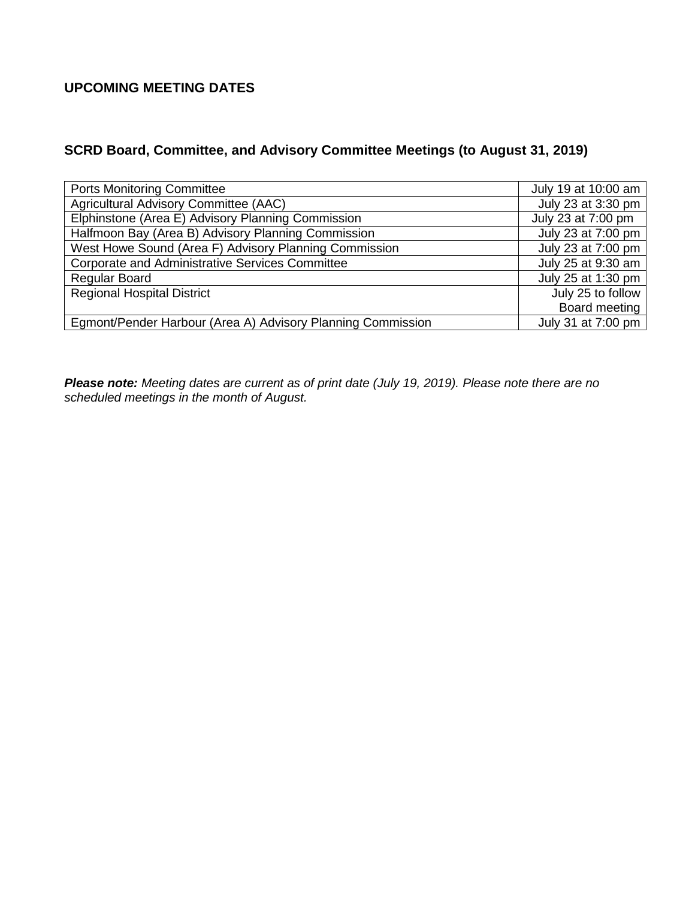## UPCOMING MEETING DATES

### SCRD Board, Committee, and Advisory Committee Meetings (to August 31, 2019)

| | |
|---|---|
| Ports Monitoring Committee | July 19 at 10:00 am |
| Agricultural Advisory Committee (AAC) | July 23 at 3:30 pm |
| Elphinstone (Area E) Advisory Planning Commission | July 23 at 7:00 pm |
| Halfmoon Bay (Area B) Advisory Planning Commission | July 23 at 7:00 pm |
| West Howe Sound (Area F) Advisory Planning Commission | July 23 at 7:00 pm |
| Corporate and Administrative Services Committee | July 25 at 9:30 am |
| Regular Board | July 25 at 1:30 pm |
| Regional Hospital District | July 25 to follow Board meeting |
| Egmont/Pender Harbour (Area A) Advisory Planning Commission | July 31 at 7:00 pm |

***Please note:*** *Meeting dates are current as of print date (July 19, 2019). Please note there are no scheduled meetings in the month of August.*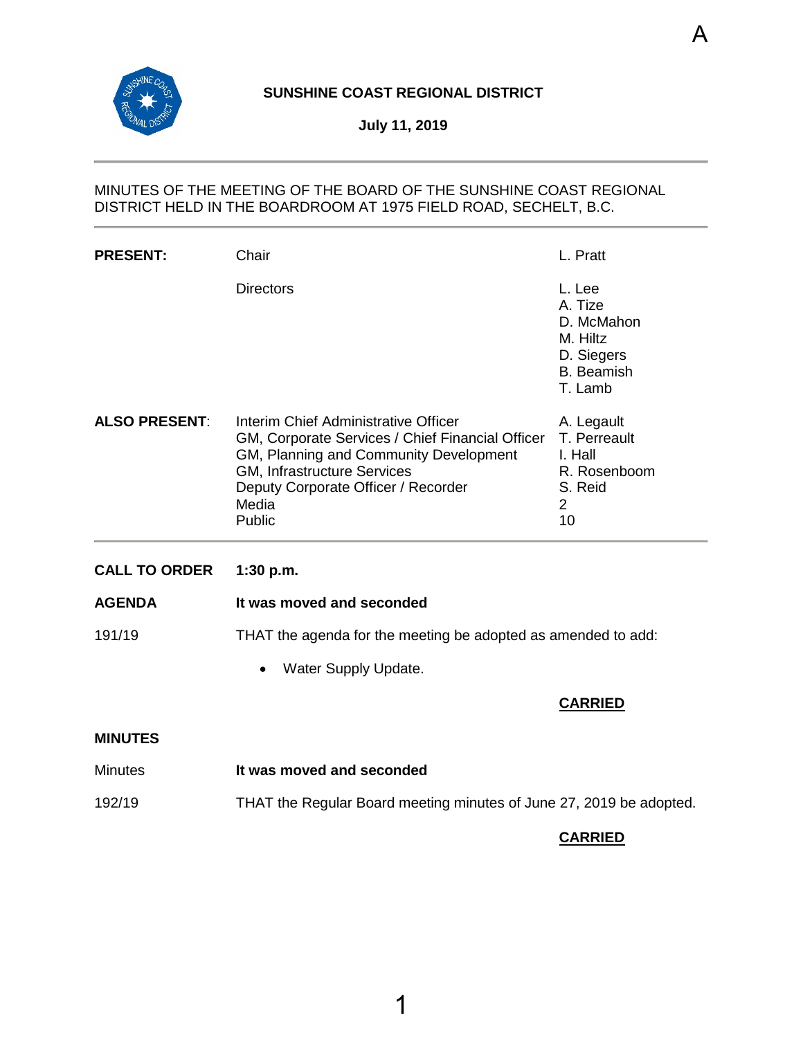A

# SUNSHINE COAST REGIONAL DISTRICT

**July 11, 2019**

MINUTES OF THE MEETING OF THE BOARD OF THE SUNSHINE COAST REGIONAL DISTRICT HELD IN THE BOARDROOM AT 1975 FIELD ROAD, SECHELT, B.C.

| | | |
|---|---|---|
| **PRESENT:** | Chair | L. Pratt |
| | Directors | L. Lee |
| | | A. Tize |
| | | D. McMahon |
| | | M. Hiltz |
| | | D. Siegers |
| | | B. Beamish |
| | | T. Lamb |
| **ALSO PRESENT:** | Interim Chief Administrative Officer | A. Legault |
| | GM, Corporate Services / Chief Financial Officer | T. Perreault |
| | GM, Planning and Community Development | I. Hall |
| | GM, Infrastructure Services | R. Rosenboom |
| | Deputy Corporate Officer / Recorder | S. Reid |
| | Media | 2 |
| | Public | 10 |

**CALL TO ORDER** **1:30 p.m.**

**AGENDA** **It was moved and seconded**

191/19 THAT the agenda for the meeting be adopted as amended to add:

- Water Supply Update.

**CARRIED**

**MINUTES**

Minutes **It was moved and seconded**

192/19 THAT the Regular Board meeting minutes of June 27, 2019 be adopted.

**CARRIED**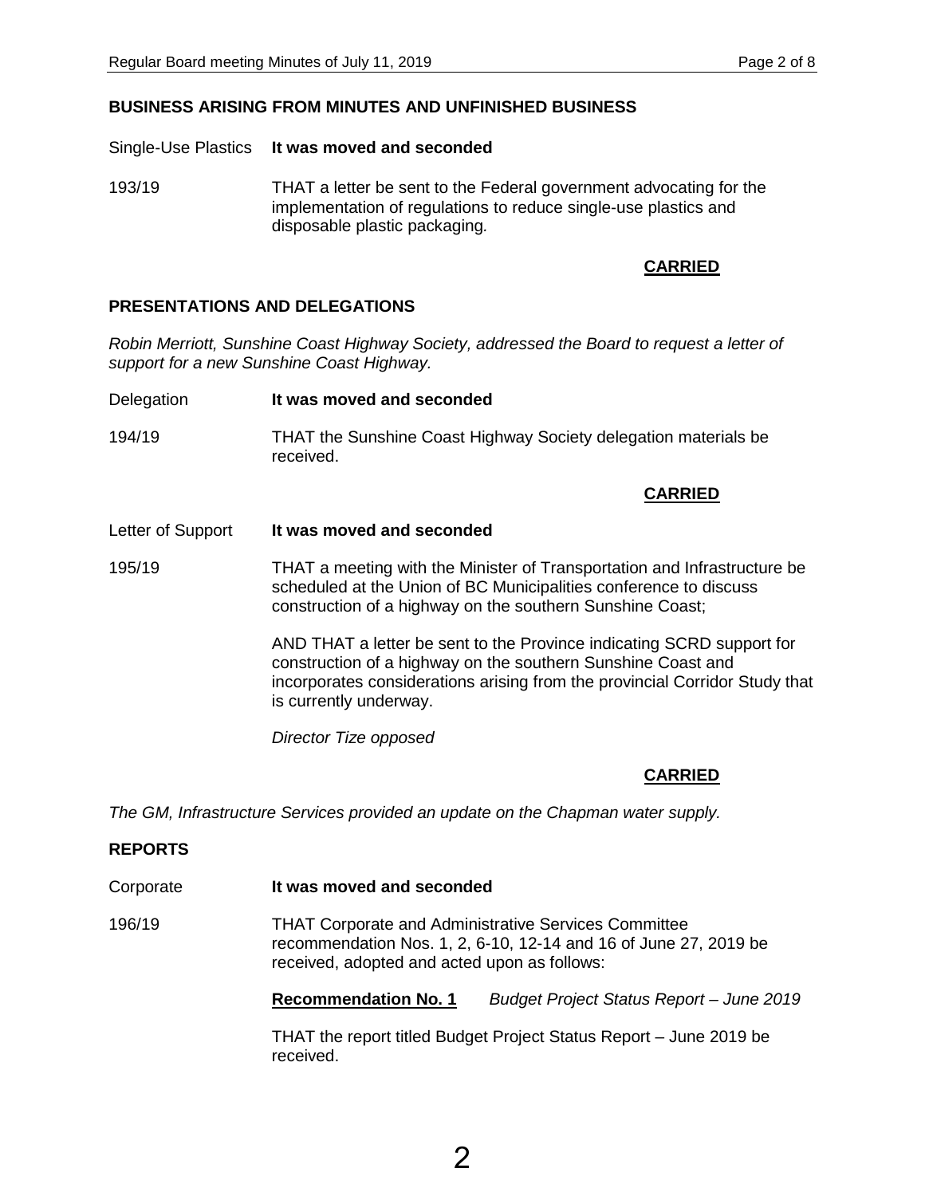## BUSINESS ARISING FROM MINUTES AND UNFINISHED BUSINESS

Single-Use Plastics **It was moved and seconded**

193/19 THAT a letter be sent to the Federal government advocating for the implementation of regulations to reduce single-use plastics and disposable plastic packaging.

**CARRIED**

## PRESENTATIONS AND DELEGATIONS

*Robin Merriott, Sunshine Coast Highway Society, addressed the Board to request a letter of support for a new Sunshine Coast Highway.*

Delegation **It was moved and seconded**

194/19 THAT the Sunshine Coast Highway Society delegation materials be received.

**CARRIED**

Letter of Support **It was moved and seconded**

195/19 THAT a meeting with the Minister of Transportation and Infrastructure be scheduled at the Union of BC Municipalities conference to discuss construction of a highway on the southern Sunshine Coast;

AND THAT a letter be sent to the Province indicating SCRD support for construction of a highway on the southern Sunshine Coast and incorporates considerations arising from the provincial Corridor Study that is currently underway.

*Director Tize opposed*

**CARRIED**

*The GM, Infrastructure Services provided an update on the Chapman water supply.*

## REPORTS

Corporate **It was moved and seconded**

196/19 THAT Corporate and Administrative Services Committee recommendation Nos. 1, 2, 6-10, 12-14 and 16 of June 27, 2019 be received, adopted and acted upon as follows:

**Recommendation No. 1** *Budget Project Status Report – June 2019*

THAT the report titled Budget Project Status Report – June 2019 be received.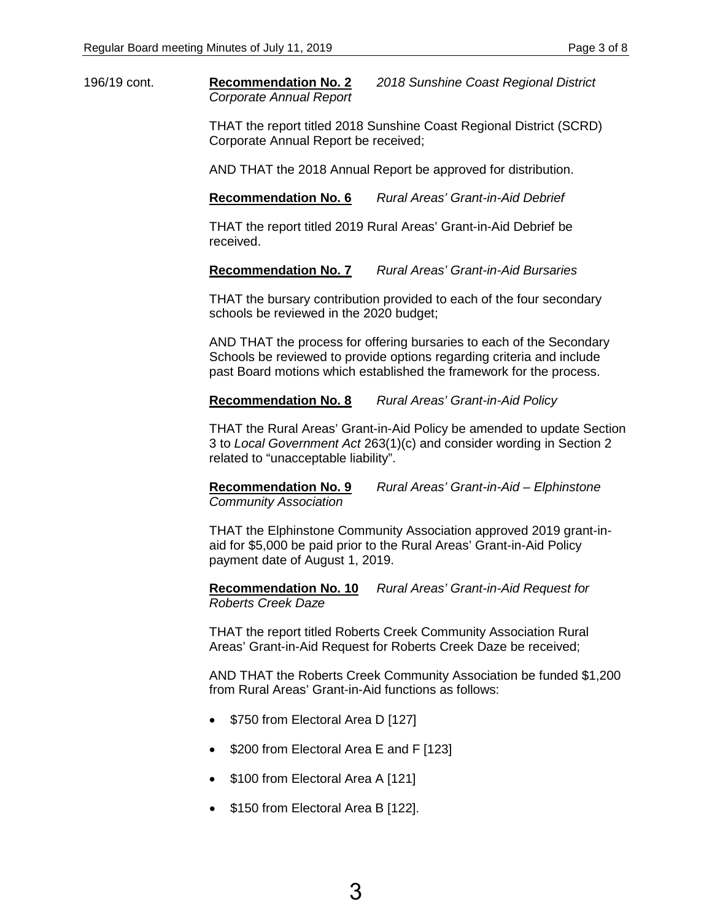196/19 cont. **Recommendation No. 2** *2018 Sunshine Coast Regional District Corporate Annual Report*

THAT the report titled 2018 Sunshine Coast Regional District (SCRD) Corporate Annual Report be received;

AND THAT the 2018 Annual Report be approved for distribution.

**Recommendation No. 6** *Rural Areas' Grant-in-Aid Debrief*

THAT the report titled 2019 Rural Areas' Grant-in-Aid Debrief be received.

**Recommendation No. 7** *Rural Areas' Grant-in-Aid Bursaries*

THAT the bursary contribution provided to each of the four secondary schools be reviewed in the 2020 budget;

AND THAT the process for offering bursaries to each of the Secondary Schools be reviewed to provide options regarding criteria and include past Board motions which established the framework for the process.

**Recommendation No. 8** *Rural Areas' Grant-in-Aid Policy*

THAT the Rural Areas' Grant-in-Aid Policy be amended to update Section 3 to *Local Government Act* 263(1)(c) and consider wording in Section 2 related to "unacceptable liability".

**Recommendation No. 9** *Rural Areas' Grant-in-Aid – Elphinstone Community Association*

THAT the Elphinstone Community Association approved 2019 grant-in-aid for $5,000 be paid prior to the Rural Areas' Grant-in-Aid Policy payment date of August 1, 2019.

**Recommendation No. 10** *Rural Areas' Grant-in-Aid Request for Roberts Creek Daze*

THAT the report titled Roberts Creek Community Association Rural Areas' Grant-in-Aid Request for Roberts Creek Daze be received;

AND THAT the Roberts Creek Community Association be funded $1,200 from Rural Areas' Grant-in-Aid functions as follows:

- $750 from Electoral Area D [127]
- $200 from Electoral Area E and F [123]
- $100 from Electoral Area A [121]
- $150 from Electoral Area B [122].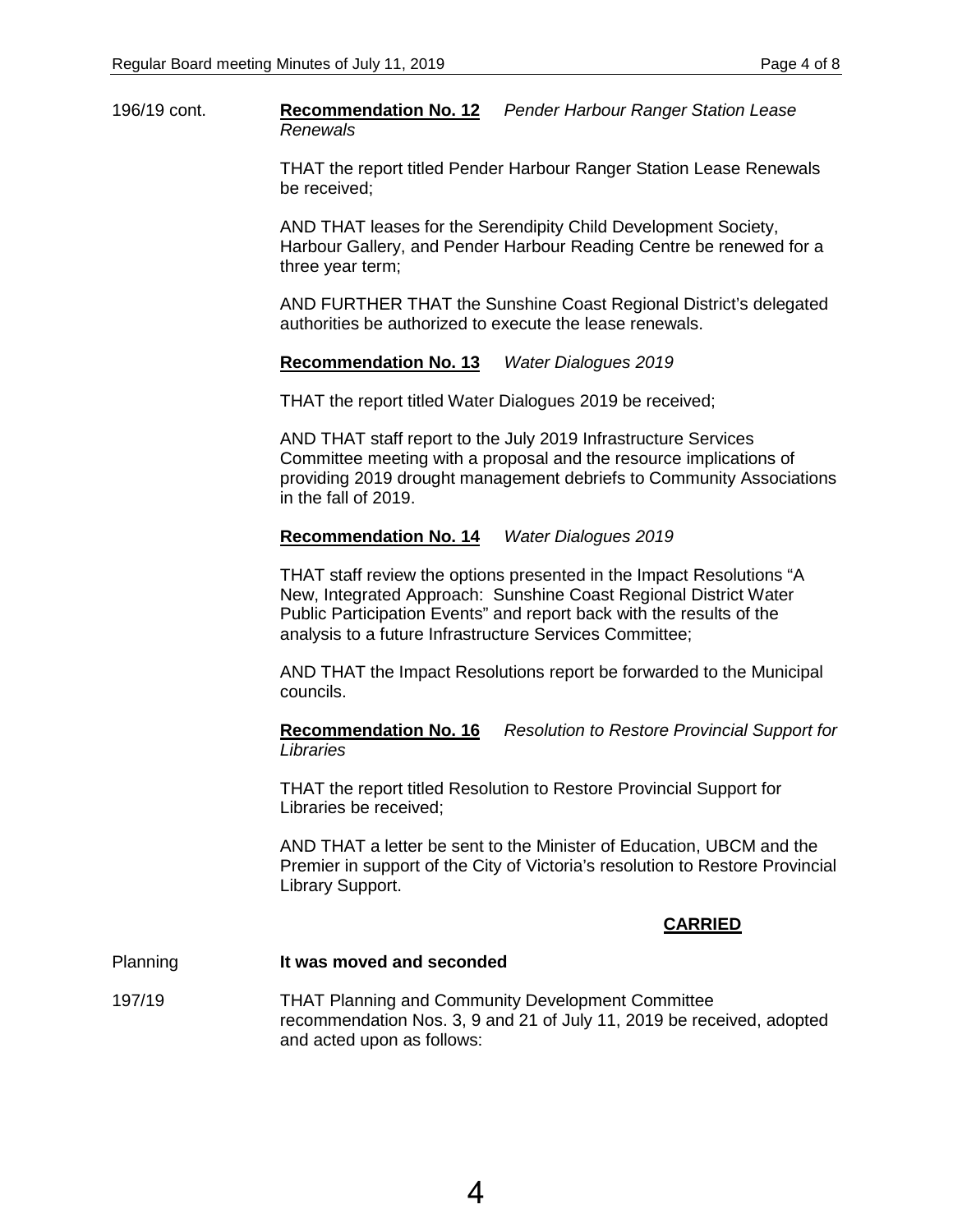196/19 cont. **Recommendation No. 12** *Pender Harbour Ranger Station Lease Renewals*

THAT the report titled Pender Harbour Ranger Station Lease Renewals be received;

AND THAT leases for the Serendipity Child Development Society, Harbour Gallery, and Pender Harbour Reading Centre be renewed for a three year term;

AND FURTHER THAT the Sunshine Coast Regional District's delegated authorities be authorized to execute the lease renewals.

**Recommendation No. 13** *Water Dialogues 2019*

THAT the report titled Water Dialogues 2019 be received;

AND THAT staff report to the July 2019 Infrastructure Services Committee meeting with a proposal and the resource implications of providing 2019 drought management debriefs to Community Associations in the fall of 2019.

**Recommendation No. 14** *Water Dialogues 2019*

THAT staff review the options presented in the Impact Resolutions "A New, Integrated Approach: Sunshine Coast Regional District Water Public Participation Events" and report back with the results of the analysis to a future Infrastructure Services Committee;

AND THAT the Impact Resolutions report be forwarded to the Municipal councils.

**Recommendation No. 16** *Resolution to Restore Provincial Support for Libraries*

THAT the report titled Resolution to Restore Provincial Support for Libraries be received;

AND THAT a letter be sent to the Minister of Education, UBCM and the Premier in support of the City of Victoria's resolution to Restore Provincial Library Support.

**CARRIED**

Planning **It was moved and seconded**

197/19 THAT Planning and Community Development Committee recommendation Nos. 3, 9 and 21 of July 11, 2019 be received, adopted and acted upon as follows: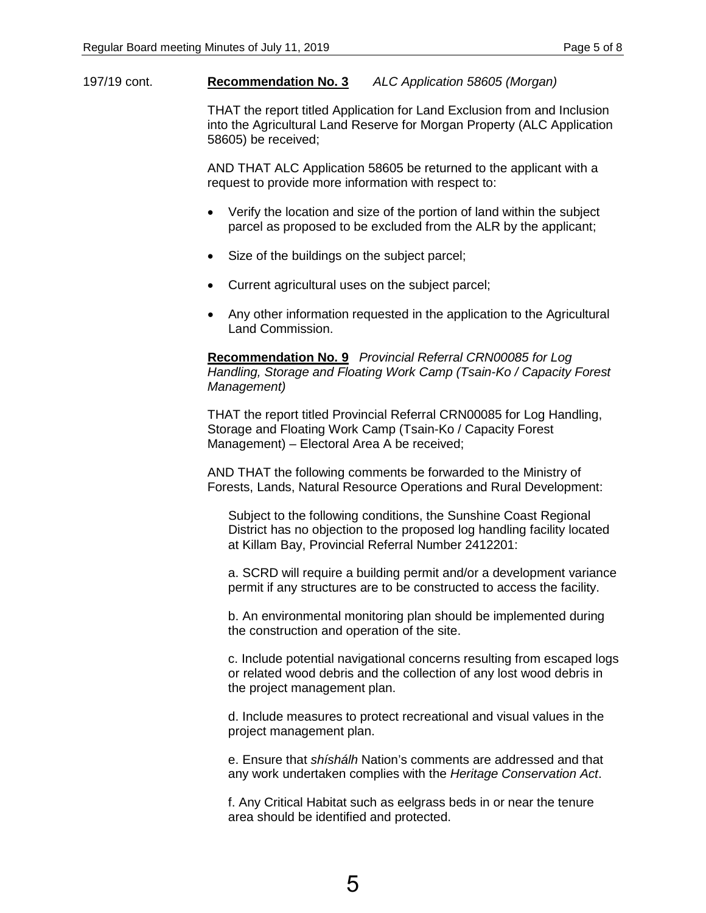197/19 cont.

**Recommendation No. 3** *ALC Application 58605 (Morgan)*

THAT the report titled Application for Land Exclusion from and Inclusion into the Agricultural Land Reserve for Morgan Property (ALC Application 58605) be received;

AND THAT ALC Application 58605 be returned to the applicant with a request to provide more information with respect to:

- Verify the location and size of the portion of land within the subject parcel as proposed to be excluded from the ALR by the applicant;
- Size of the buildings on the subject parcel;
- Current agricultural uses on the subject parcel;
- Any other information requested in the application to the Agricultural Land Commission.

**Recommendation No. 9** *Provincial Referral CRN00085 for Log Handling, Storage and Floating Work Camp (Tsain-Ko / Capacity Forest Management)*

THAT the report titled Provincial Referral CRN00085 for Log Handling, Storage and Floating Work Camp (Tsain-Ko / Capacity Forest Management) – Electoral Area A be received;

AND THAT the following comments be forwarded to the Ministry of Forests, Lands, Natural Resource Operations and Rural Development:

> Subject to the following conditions, the Sunshine Coast Regional District has no objection to the proposed log handling facility located at Killam Bay, Provincial Referral Number 2412201:
>
> a. SCRD will require a building permit and/or a development variance permit if any structures are to be constructed to access the facility.
>
> b. An environmental monitoring plan should be implemented during the construction and operation of the site.
>
> c. Include potential navigational concerns resulting from escaped logs or related wood debris and the collection of any lost wood debris in the project management plan.
>
> d. Include measures to protect recreational and visual values in the project management plan.
>
> e. Ensure that *shíshálh* Nation's comments are addressed and that any work undertaken complies with the *Heritage Conservation Act*.
>
> f. Any Critical Habitat such as eelgrass beds in or near the tenure area should be identified and protected.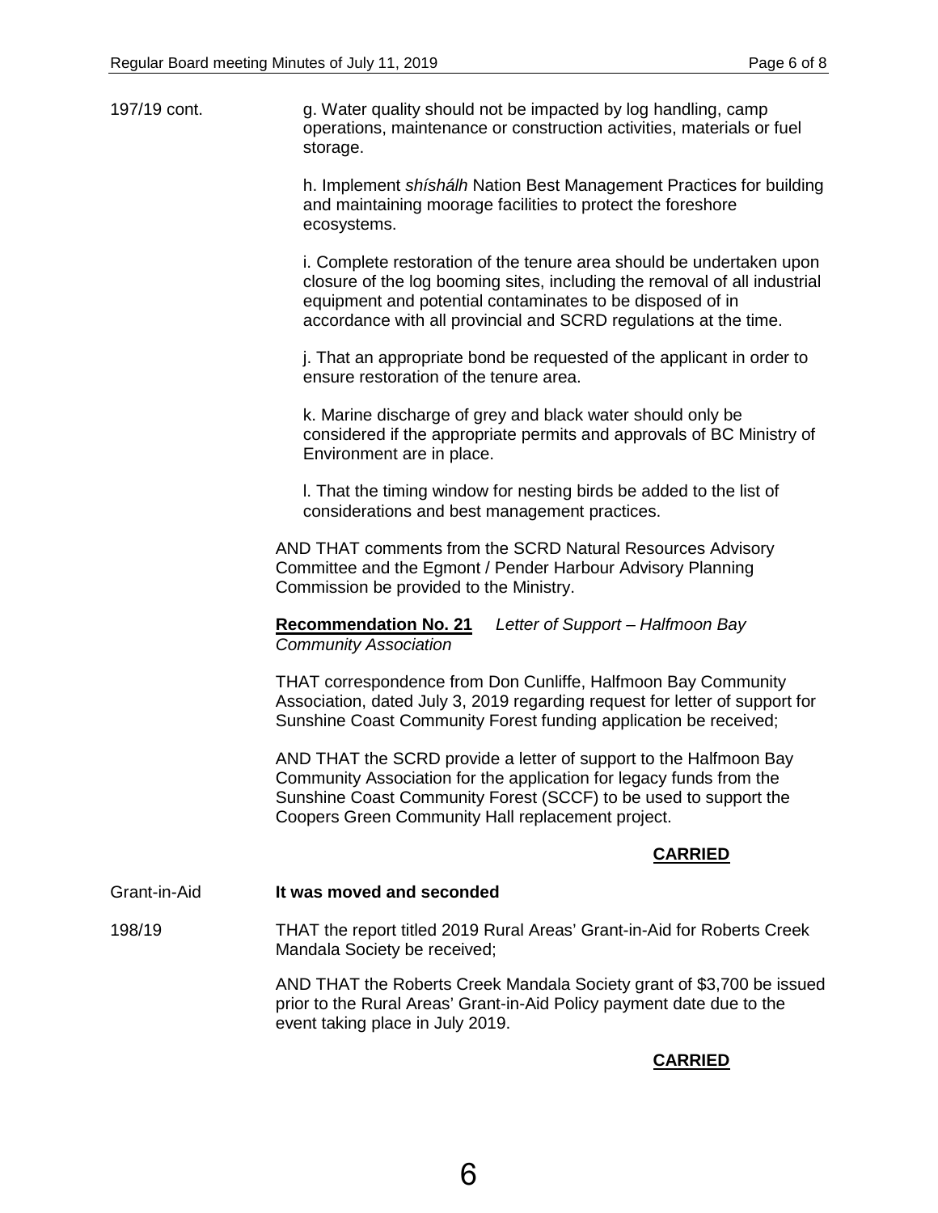197/19 cont.

g. Water quality should not be impacted by log handling, camp operations, maintenance or construction activities, materials or fuel storage.

h. Implement *shíshálh* Nation Best Management Practices for building and maintaining moorage facilities to protect the foreshore ecosystems.

i. Complete restoration of the tenure area should be undertaken upon closure of the log booming sites, including the removal of all industrial equipment and potential contaminates to be disposed of in accordance with all provincial and SCRD regulations at the time.

j. That an appropriate bond be requested of the applicant in order to ensure restoration of the tenure area.

k. Marine discharge of grey and black water should only be considered if the appropriate permits and approvals of BC Ministry of Environment are in place.

l. That the timing window for nesting birds be added to the list of considerations and best management practices.

AND THAT comments from the SCRD Natural Resources Advisory Committee and the Egmont / Pender Harbour Advisory Planning Commission be provided to the Ministry.

**Recommendation No. 21** *Letter of Support – Halfmoon Bay Community Association*

THAT correspondence from Don Cunliffe, Halfmoon Bay Community Association, dated July 3, 2019 regarding request for letter of support for Sunshine Coast Community Forest funding application be received;

AND THAT the SCRD provide a letter of support to the Halfmoon Bay Community Association for the application for legacy funds from the Sunshine Coast Community Forest (SCCF) to be used to support the Coopers Green Community Hall replacement project.

**CARRIED**

Grant-in-Aid

**It was moved and seconded**

198/19

THAT the report titled 2019 Rural Areas' Grant-in-Aid for Roberts Creek Mandala Society be received;

AND THAT the Roberts Creek Mandala Society grant of $3,700 be issued prior to the Rural Areas' Grant-in-Aid Policy payment date due to the event taking place in July 2019.

**CARRIED**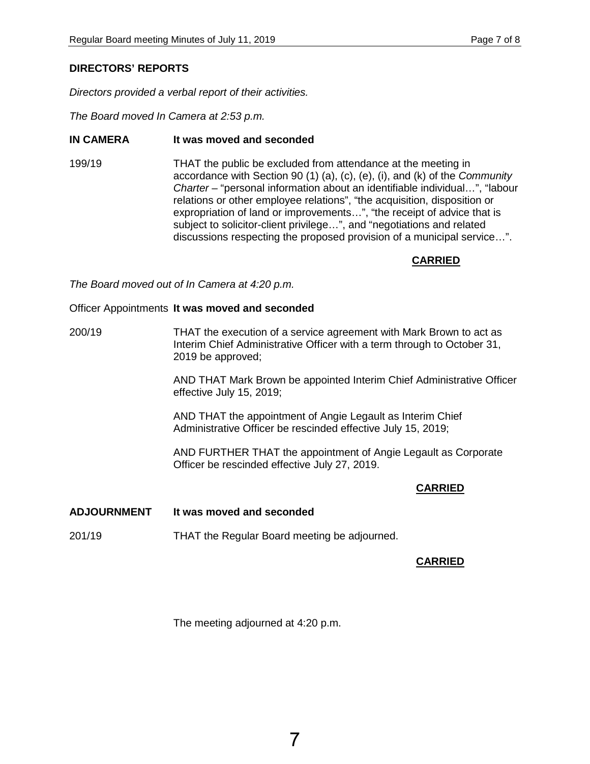**DIRECTORS' REPORTS**

*Directors provided a verbal report of their activities.*

*The Board moved In Camera at 2:53 p.m.*

**IN CAMERA** **It was moved and seconded**

199/19 THAT the public be excluded from attendance at the meeting in accordance with Section 90 (1) (a), (c), (e), (i), and (k) of the *Community Charter* – "personal information about an identifiable individual…", "labour relations or other employee relations", "the acquisition, disposition or expropriation of land or improvements…", "the receipt of advice that is subject to solicitor-client privilege…", and "negotiations and related discussions respecting the proposed provision of a municipal service…".

**CARRIED**

*The Board moved out of In Camera at 4:20 p.m.*

Officer Appointments **It was moved and seconded**

200/19 THAT the execution of a service agreement with Mark Brown to act as Interim Chief Administrative Officer with a term through to October 31, 2019 be approved;

AND THAT Mark Brown be appointed Interim Chief Administrative Officer effective July 15, 2019;

AND THAT the appointment of Angie Legault as Interim Chief Administrative Officer be rescinded effective July 15, 2019;

AND FURTHER THAT the appointment of Angie Legault as Corporate Officer be rescinded effective July 27, 2019.

**CARRIED**

**ADJOURNMENT** **It was moved and seconded**

201/19 THAT the Regular Board meeting be adjourned.

**CARRIED**

The meeting adjourned at 4:20 p.m.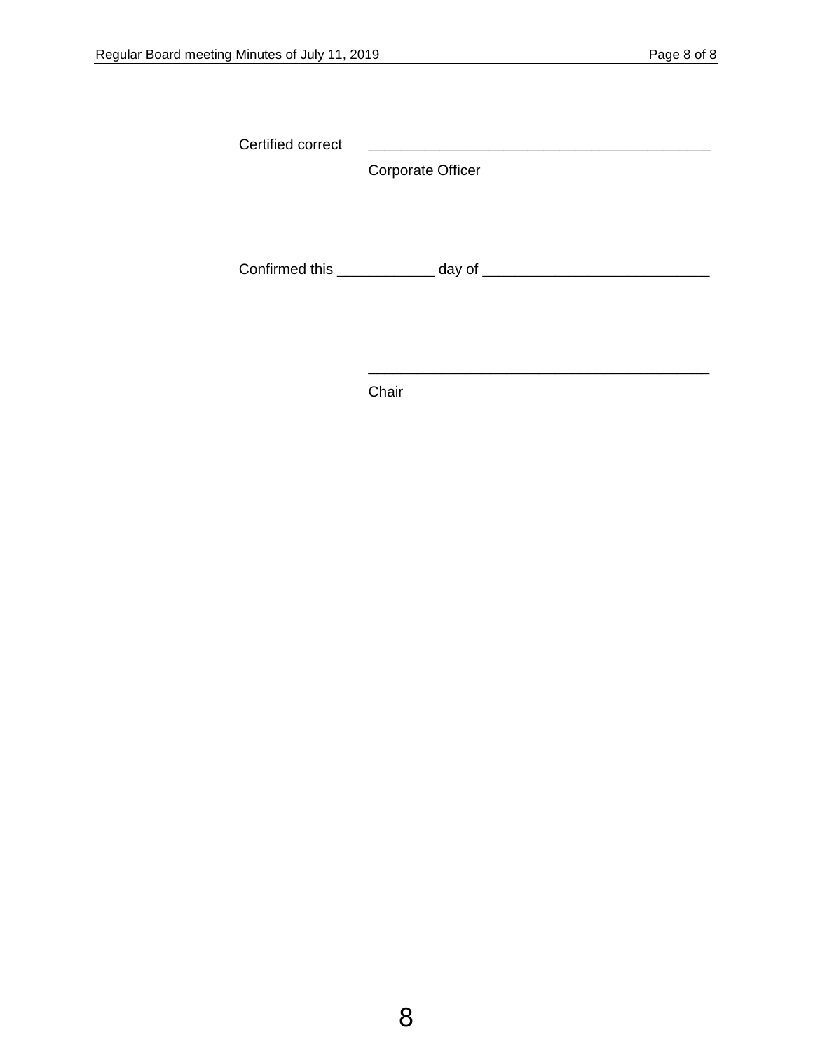Certified correct \_\_\_\_\_\_\_\_\_\_\_\_\_\_\_\_\_\_\_\_\_\_\_\_\_\_\_\_\_\_\_\_\_\_\_\_\_\_\_\_\_\_

Corporate Officer

Confirmed this \_\_\_\_\_\_\_\_\_\_\_\_ day of \_\_\_\_\_\_\_\_\_\_\_\_\_\_\_\_\_\_\_\_\_\_\_\_\_\_\_\_

\_\_\_\_\_\_\_\_\_\_\_\_\_\_\_\_\_\_\_\_\_\_\_\_\_\_\_\_\_\_\_\_\_\_\_\_\_\_\_\_\_\_

Chair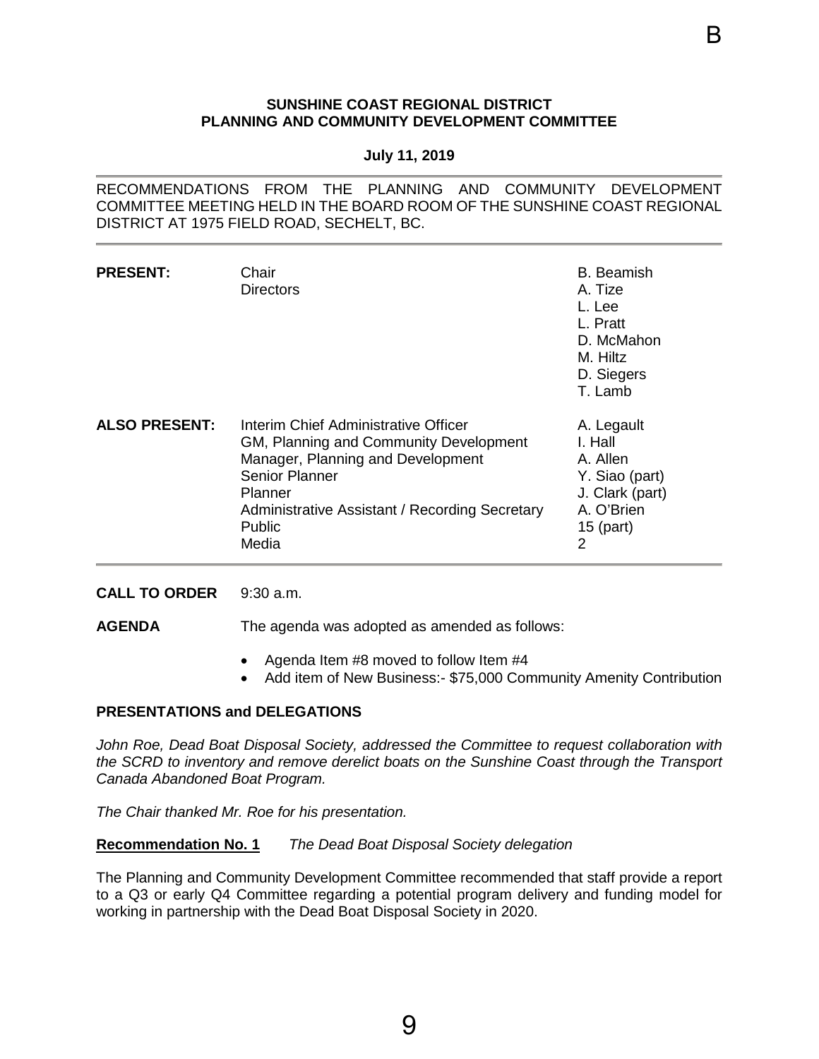B

**SUNSHINE COAST REGIONAL DISTRICT**
**PLANNING AND COMMUNITY DEVELOPMENT COMMITTEE**

**July 11, 2019**

RECOMMENDATIONS FROM THE PLANNING AND COMMUNITY DEVELOPMENT COMMITTEE MEETING HELD IN THE BOARD ROOM OF THE SUNSHINE COAST REGIONAL DISTRICT AT 1975 FIELD ROAD, SECHELT, BC.

| | | |
|---|---|---|
| **PRESENT:** | Chair | B. Beamish |
| | Directors | A. Tize |
| | | L. Lee |
| | | L. Pratt |
| | | D. McMahon |
| | | M. Hiltz |
| | | D. Siegers |
| | | T. Lamb |
| **ALSO PRESENT:** | Interim Chief Administrative Officer | A. Legault |
| | GM, Planning and Community Development | I. Hall |
| | Manager, Planning and Development | A. Allen |
| | Senior Planner | Y. Siao (part) |
| | Planner | J. Clark (part) |
| | Administrative Assistant / Recording Secretary | A. O'Brien |
| | Public | 15 (part) |
| | Media | 2 |

**CALL TO ORDER** 9:30 a.m.

**AGENDA** The agenda was adopted as amended as follows:

- Agenda Item #8 moved to follow Item #4
- Add item of New Business:- $75,000 Community Amenity Contribution

**PRESENTATIONS and DELEGATIONS**

*John Roe, Dead Boat Disposal Society, addressed the Committee to request collaboration with the SCRD to inventory and remove derelict boats on the Sunshine Coast through the Transport Canada Abandoned Boat Program.*

*The Chair thanked Mr. Roe for his presentation.*

**Recommendation No. 1** *The Dead Boat Disposal Society delegation*

The Planning and Community Development Committee recommended that staff provide a report to a Q3 or early Q4 Committee regarding a potential program delivery and funding model for working in partnership with the Dead Boat Disposal Society in 2020.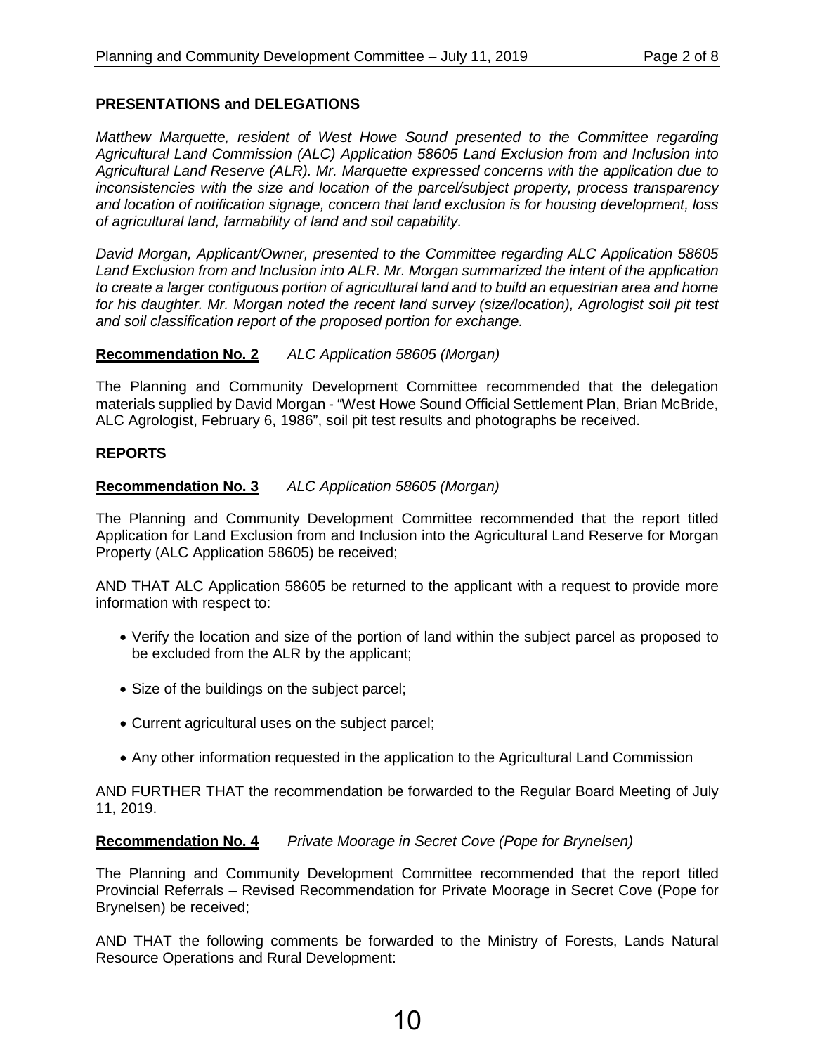**PRESENTATIONS and DELEGATIONS**

*Matthew Marquette, resident of West Howe Sound presented to the Committee regarding Agricultural Land Commission (ALC) Application 58605 Land Exclusion from and Inclusion into Agricultural Land Reserve (ALR). Mr. Marquette expressed concerns with the application due to inconsistencies with the size and location of the parcel/subject property, process transparency and location of notification signage, concern that land exclusion is for housing development, loss of agricultural land, farmability of land and soil capability.*

*David Morgan, Applicant/Owner, presented to the Committee regarding ALC Application 58605 Land Exclusion from and Inclusion into ALR. Mr. Morgan summarized the intent of the application to create a larger contiguous portion of agricultural land and to build an equestrian area and home for his daughter. Mr. Morgan noted the recent land survey (size/location), Agrologist soil pit test and soil classification report of the proposed portion for exchange.*

**Recommendation No. 2** *ALC Application 58605 (Morgan)*

The Planning and Community Development Committee recommended that the delegation materials supplied by David Morgan - "West Howe Sound Official Settlement Plan, Brian McBride, ALC Agrologist, February 6, 1986", soil pit test results and photographs be received.

**REPORTS**

**Recommendation No. 3** *ALC Application 58605 (Morgan)*

The Planning and Community Development Committee recommended that the report titled Application for Land Exclusion from and Inclusion into the Agricultural Land Reserve for Morgan Property (ALC Application 58605) be received;

AND THAT ALC Application 58605 be returned to the applicant with a request to provide more information with respect to:

- Verify the location and size of the portion of land within the subject parcel as proposed to be excluded from the ALR by the applicant;
- Size of the buildings on the subject parcel;
- Current agricultural uses on the subject parcel;
- Any other information requested in the application to the Agricultural Land Commission

AND FURTHER THAT the recommendation be forwarded to the Regular Board Meeting of July 11, 2019.

**Recommendation No. 4** *Private Moorage in Secret Cove (Pope for Brynelsen)*

The Planning and Community Development Committee recommended that the report titled Provincial Referrals – Revised Recommendation for Private Moorage in Secret Cove (Pope for Brynelsen) be received;

AND THAT the following comments be forwarded to the Ministry of Forests, Lands Natural Resource Operations and Rural Development: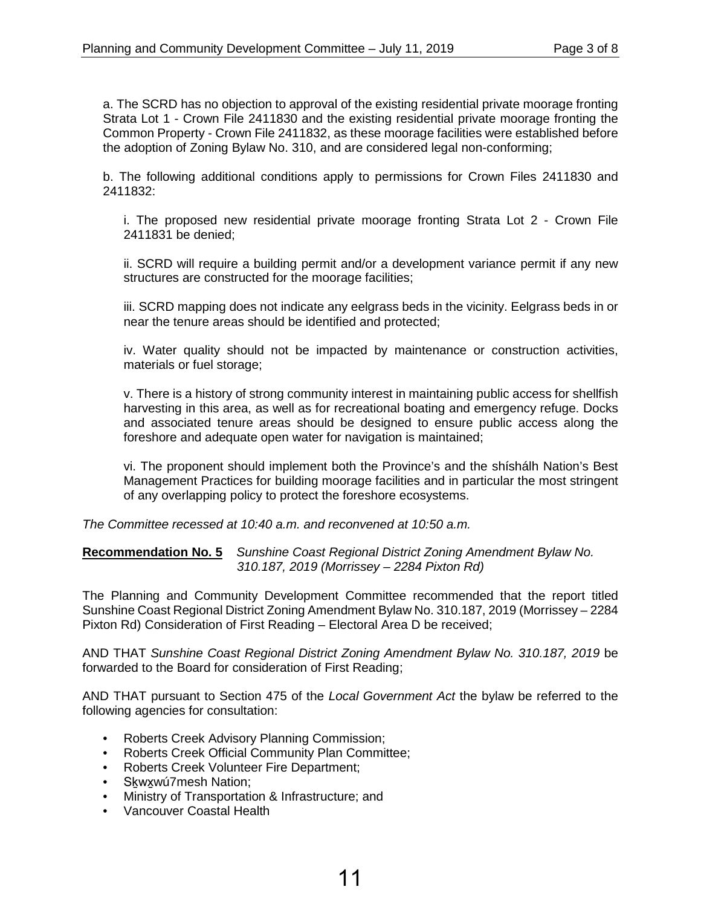a. The SCRD has no objection to approval of the existing residential private moorage fronting Strata Lot 1 - Crown File 2411830 and the existing residential private moorage fronting the Common Property - Crown File 2411832, as these moorage facilities were established before the adoption of Zoning Bylaw No. 310, and are considered legal non-conforming;

b. The following additional conditions apply to permissions for Crown Files 2411830 and 2411832:

i. The proposed new residential private moorage fronting Strata Lot 2 - Crown File 2411831 be denied;

ii. SCRD will require a building permit and/or a development variance permit if any new structures are constructed for the moorage facilities;

iii. SCRD mapping does not indicate any eelgrass beds in the vicinity. Eelgrass beds in or near the tenure areas should be identified and protected;

iv. Water quality should not be impacted by maintenance or construction activities, materials or fuel storage;

v. There is a history of strong community interest in maintaining public access for shellfish harvesting in this area, as well as for recreational boating and emergency refuge. Docks and associated tenure areas should be designed to ensure public access along the foreshore and adequate open water for navigation is maintained;

vi. The proponent should implement both the Province's and the shíshálh Nation's Best Management Practices for building moorage facilities and in particular the most stringent of any overlapping policy to protect the foreshore ecosystems.

*The Committee recessed at 10:40 a.m. and reconvened at 10:50 a.m.*

**Recommendation No. 5** *Sunshine Coast Regional District Zoning Amendment Bylaw No. 310.187, 2019 (Morrissey – 2284 Pixton Rd)*

The Planning and Community Development Committee recommended that the report titled Sunshine Coast Regional District Zoning Amendment Bylaw No. 310.187, 2019 (Morrissey – 2284 Pixton Rd) Consideration of First Reading – Electoral Area D be received;

AND THAT *Sunshine Coast Regional District Zoning Amendment Bylaw No. 310.187, 2019* be forwarded to the Board for consideration of First Reading;

AND THAT pursuant to Section 475 of the *Local Government Act* the bylaw be referred to the following agencies for consultation:

- Roberts Creek Advisory Planning Commission;
- Roberts Creek Official Community Plan Committee;
- Roberts Creek Volunteer Fire Department;
- Sḵwx̱wú7mesh Nation;
- Ministry of Transportation & Infrastructure; and
- Vancouver Coastal Health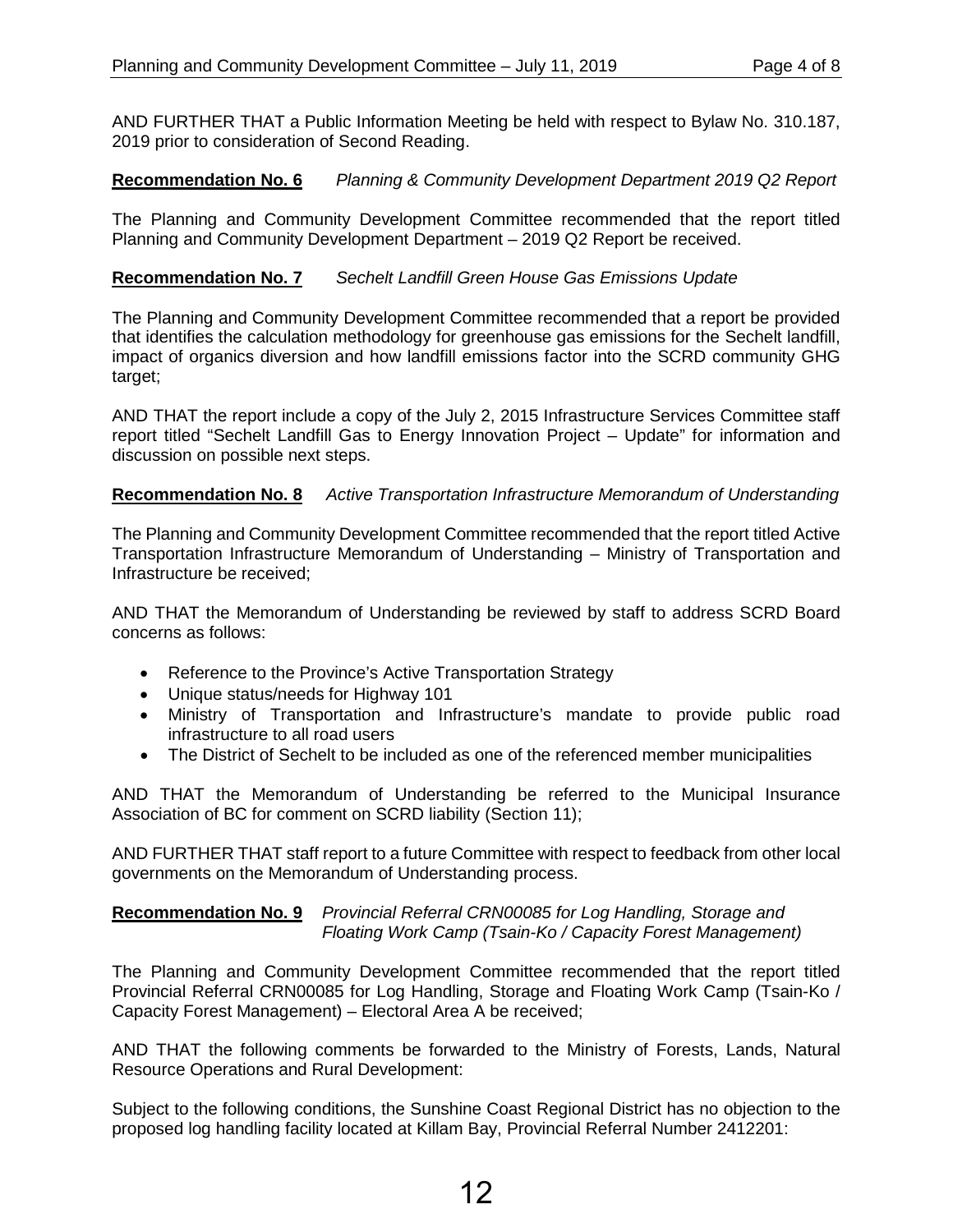AND FURTHER THAT a Public Information Meeting be held with respect to Bylaw No. 310.187, 2019 prior to consideration of Second Reading.

**Recommendation No. 6** *Planning & Community Development Department 2019 Q2 Report*

The Planning and Community Development Committee recommended that the report titled Planning and Community Development Department – 2019 Q2 Report be received.

**Recommendation No. 7** *Sechelt Landfill Green House Gas Emissions Update*

The Planning and Community Development Committee recommended that a report be provided that identifies the calculation methodology for greenhouse gas emissions for the Sechelt landfill, impact of organics diversion and how landfill emissions factor into the SCRD community GHG target;

AND THAT the report include a copy of the July 2, 2015 Infrastructure Services Committee staff report titled "Sechelt Landfill Gas to Energy Innovation Project – Update" for information and discussion on possible next steps.

**Recommendation No. 8** *Active Transportation Infrastructure Memorandum of Understanding*

The Planning and Community Development Committee recommended that the report titled Active Transportation Infrastructure Memorandum of Understanding – Ministry of Transportation and Infrastructure be received;

AND THAT the Memorandum of Understanding be reviewed by staff to address SCRD Board concerns as follows:

- Reference to the Province's Active Transportation Strategy
- Unique status/needs for Highway 101
- Ministry of Transportation and Infrastructure's mandate to provide public road infrastructure to all road users
- The District of Sechelt to be included as one of the referenced member municipalities

AND THAT the Memorandum of Understanding be referred to the Municipal Insurance Association of BC for comment on SCRD liability (Section 11);

AND FURTHER THAT staff report to a future Committee with respect to feedback from other local governments on the Memorandum of Understanding process.

**Recommendation No. 9** *Provincial Referral CRN00085 for Log Handling, Storage and Floating Work Camp (Tsain-Ko / Capacity Forest Management)*

The Planning and Community Development Committee recommended that the report titled Provincial Referral CRN00085 for Log Handling, Storage and Floating Work Camp (Tsain-Ko / Capacity Forest Management) – Electoral Area A be received;

AND THAT the following comments be forwarded to the Ministry of Forests, Lands, Natural Resource Operations and Rural Development:

Subject to the following conditions, the Sunshine Coast Regional District has no objection to the proposed log handling facility located at Killam Bay, Provincial Referral Number 2412201: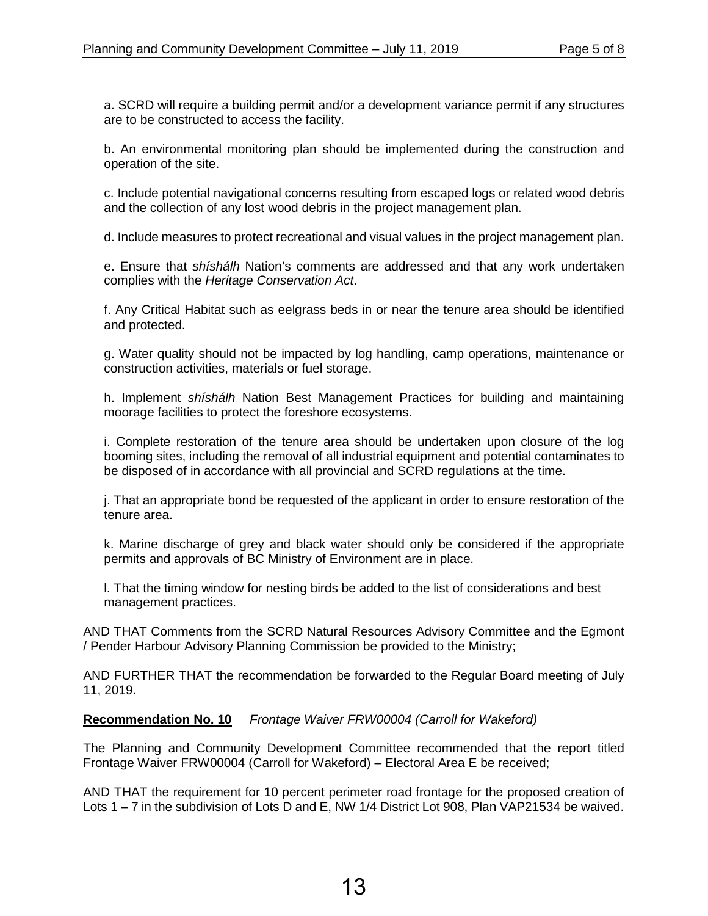a. SCRD will require a building permit and/or a development variance permit if any structures are to be constructed to access the facility.

b. An environmental monitoring plan should be implemented during the construction and operation of the site.

c. Include potential navigational concerns resulting from escaped logs or related wood debris and the collection of any lost wood debris in the project management plan.

d. Include measures to protect recreational and visual values in the project management plan.

e. Ensure that *shíshálh* Nation's comments are addressed and that any work undertaken complies with the *Heritage Conservation Act*.

f. Any Critical Habitat such as eelgrass beds in or near the tenure area should be identified and protected.

g. Water quality should not be impacted by log handling, camp operations, maintenance or construction activities, materials or fuel storage.

h. Implement *shíshálh* Nation Best Management Practices for building and maintaining moorage facilities to protect the foreshore ecosystems.

i. Complete restoration of the tenure area should be undertaken upon closure of the log booming sites, including the removal of all industrial equipment and potential contaminates to be disposed of in accordance with all provincial and SCRD regulations at the time.

j. That an appropriate bond be requested of the applicant in order to ensure restoration of the tenure area.

k. Marine discharge of grey and black water should only be considered if the appropriate permits and approvals of BC Ministry of Environment are in place.

l. That the timing window for nesting birds be added to the list of considerations and best management practices.

AND THAT Comments from the SCRD Natural Resources Advisory Committee and the Egmont / Pender Harbour Advisory Planning Commission be provided to the Ministry;

AND FURTHER THAT the recommendation be forwarded to the Regular Board meeting of July 11, 2019.

**Recommendation No. 10** *Frontage Waiver FRW00004 (Carroll for Wakeford)*

The Planning and Community Development Committee recommended that the report titled Frontage Waiver FRW00004 (Carroll for Wakeford) – Electoral Area E be received;

AND THAT the requirement for 10 percent perimeter road frontage for the proposed creation of Lots 1 – 7 in the subdivision of Lots D and E, NW 1/4 District Lot 908, Plan VAP21534 be waived.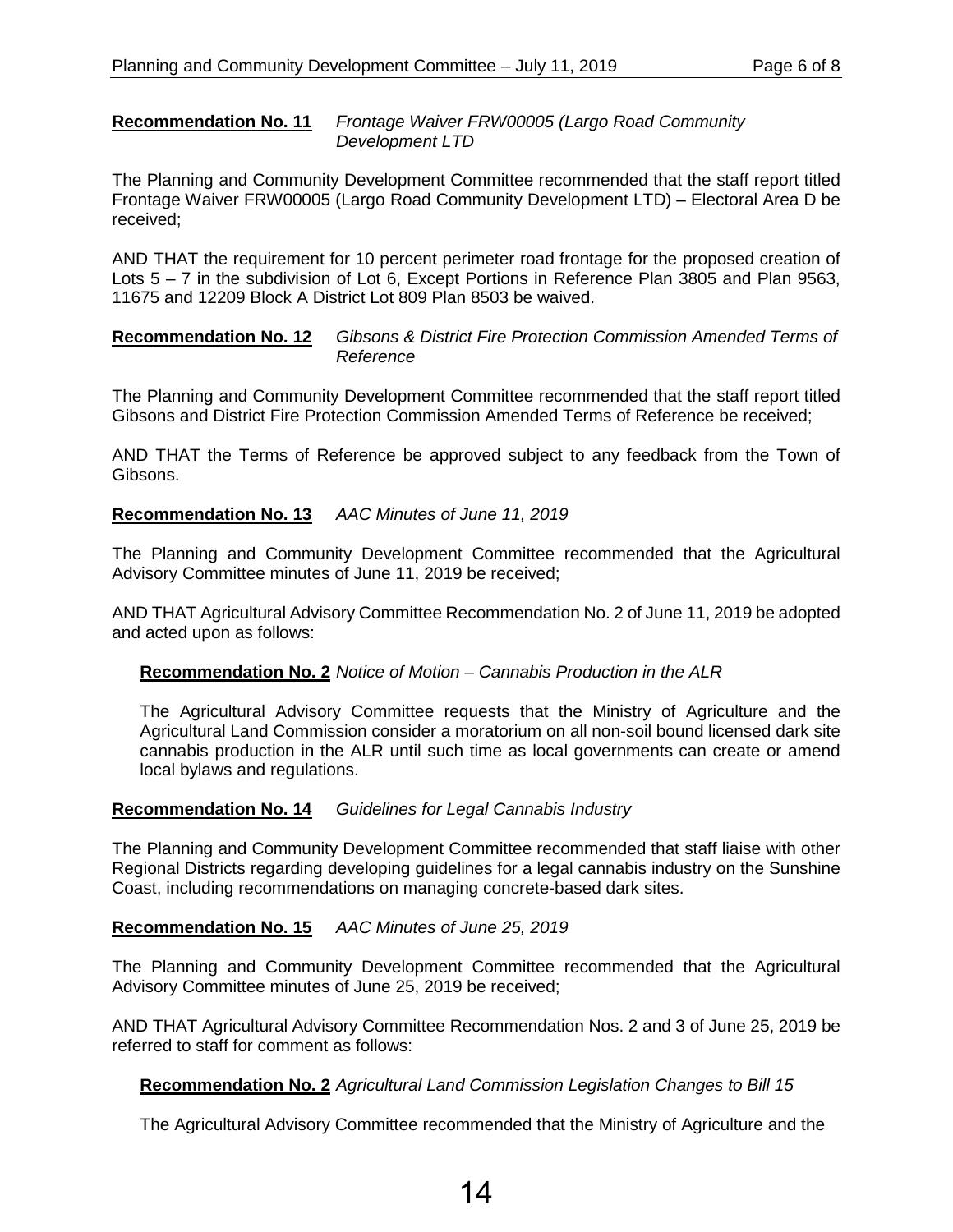**Recommendation No. 11** *Frontage Waiver FRW00005 (Largo Road Community Development LTD*

The Planning and Community Development Committee recommended that the staff report titled Frontage Waiver FRW00005 (Largo Road Community Development LTD) – Electoral Area D be received;

AND THAT the requirement for 10 percent perimeter road frontage for the proposed creation of Lots 5 – 7 in the subdivision of Lot 6, Except Portions in Reference Plan 3805 and Plan 9563, 11675 and 12209 Block A District Lot 809 Plan 8503 be waived.

**Recommendation No. 12** *Gibsons & District Fire Protection Commission Amended Terms of Reference*

The Planning and Community Development Committee recommended that the staff report titled Gibsons and District Fire Protection Commission Amended Terms of Reference be received;

AND THAT the Terms of Reference be approved subject to any feedback from the Town of Gibsons.

**Recommendation No. 13** *AAC Minutes of June 11, 2019*

The Planning and Community Development Committee recommended that the Agricultural Advisory Committee minutes of June 11, 2019 be received;

AND THAT Agricultural Advisory Committee Recommendation No. 2 of June 11, 2019 be adopted and acted upon as follows:

> **Recommendation No. 2** *Notice of Motion – Cannabis Production in the ALR*
>
> The Agricultural Advisory Committee requests that the Ministry of Agriculture and the Agricultural Land Commission consider a moratorium on all non-soil bound licensed dark site cannabis production in the ALR until such time as local governments can create or amend local bylaws and regulations.

**Recommendation No. 14** *Guidelines for Legal Cannabis Industry*

The Planning and Community Development Committee recommended that staff liaise with other Regional Districts regarding developing guidelines for a legal cannabis industry on the Sunshine Coast, including recommendations on managing concrete-based dark sites.

**Recommendation No. 15** *AAC Minutes of June 25, 2019*

The Planning and Community Development Committee recommended that the Agricultural Advisory Committee minutes of June 25, 2019 be received;

AND THAT Agricultural Advisory Committee Recommendation Nos. 2 and 3 of June 25, 2019 be referred to staff for comment as follows:

> **Recommendation No. 2** *Agricultural Land Commission Legislation Changes to Bill 15*
>
> The Agricultural Advisory Committee recommended that the Ministry of Agriculture and the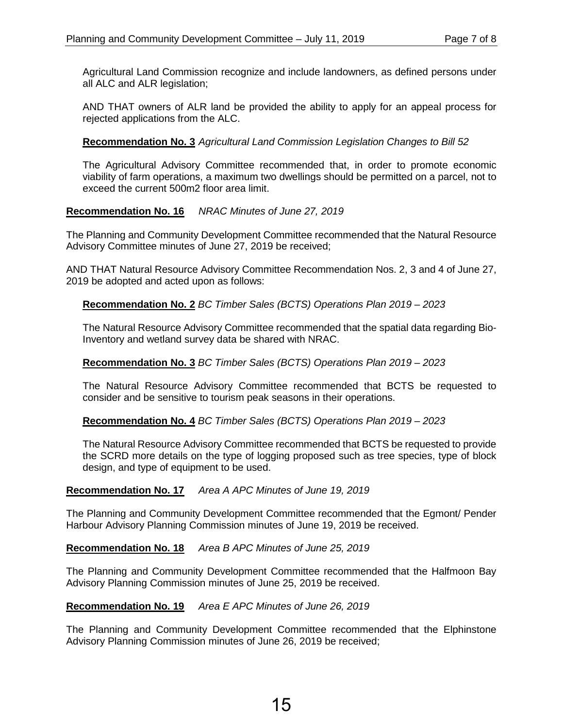Agricultural Land Commission recognize and include landowners, as defined persons under all ALC and ALR legislation;

AND THAT owners of ALR land be provided the ability to apply for an appeal process for rejected applications from the ALC.

**Recommendation No. 3** *Agricultural Land Commission Legislation Changes to Bill 52*

The Agricultural Advisory Committee recommended that, in order to promote economic viability of farm operations, a maximum two dwellings should be permitted on a parcel, not to exceed the current 500m2 floor area limit.

**Recommendation No. 16** *NRAC Minutes of June 27, 2019*

The Planning and Community Development Committee recommended that the Natural Resource Advisory Committee minutes of June 27, 2019 be received;

AND THAT Natural Resource Advisory Committee Recommendation Nos. 2, 3 and 4 of June 27, 2019 be adopted and acted upon as follows:

**Recommendation No. 2** *BC Timber Sales (BCTS) Operations Plan 2019 – 2023*

The Natural Resource Advisory Committee recommended that the spatial data regarding Bio-Inventory and wetland survey data be shared with NRAC.

**Recommendation No. 3** *BC Timber Sales (BCTS) Operations Plan 2019 – 2023*

The Natural Resource Advisory Committee recommended that BCTS be requested to consider and be sensitive to tourism peak seasons in their operations.

**Recommendation No. 4** *BC Timber Sales (BCTS) Operations Plan 2019 – 2023*

The Natural Resource Advisory Committee recommended that BCTS be requested to provide the SCRD more details on the type of logging proposed such as tree species, type of block design, and type of equipment to be used.

**Recommendation No. 17** *Area A APC Minutes of June 19, 2019*

The Planning and Community Development Committee recommended that the Egmont/ Pender Harbour Advisory Planning Commission minutes of June 19, 2019 be received.

**Recommendation No. 18** *Area B APC Minutes of June 25, 2019*

The Planning and Community Development Committee recommended that the Halfmoon Bay Advisory Planning Commission minutes of June 25, 2019 be received.

**Recommendation No. 19** *Area E APC Minutes of June 26, 2019*

The Planning and Community Development Committee recommended that the Elphinstone Advisory Planning Commission minutes of June 26, 2019 be received;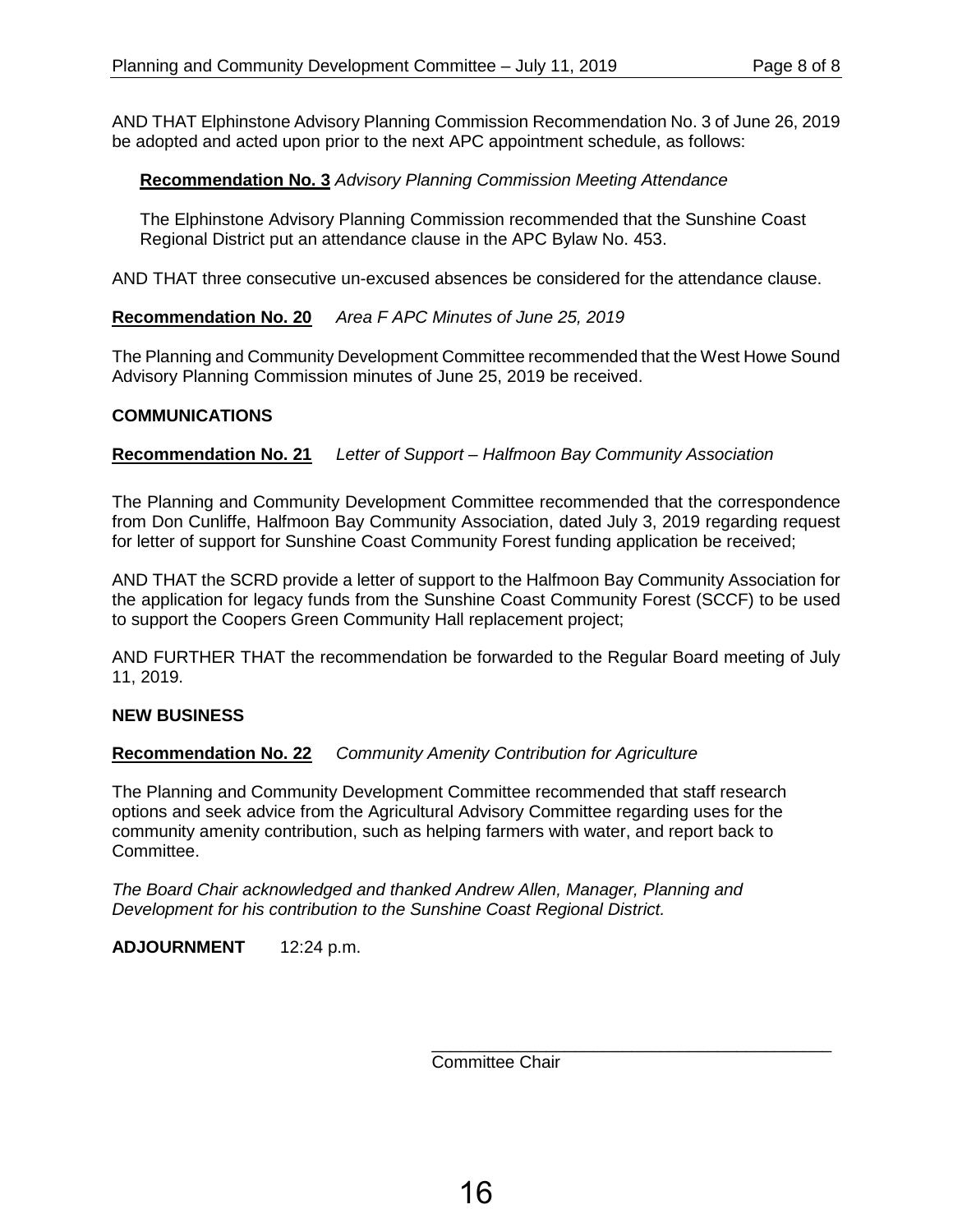AND THAT Elphinstone Advisory Planning Commission Recommendation No. 3 of June 26, 2019 be adopted and acted upon prior to the next APC appointment schedule, as follows:

> **Recommendation No. 3** *Advisory Planning Commission Meeting Attendance*
>
> The Elphinstone Advisory Planning Commission recommended that the Sunshine Coast Regional District put an attendance clause in the APC Bylaw No. 453.

AND THAT three consecutive un-excused absences be considered for the attendance clause.

**Recommendation No. 20** *Area F APC Minutes of June 25, 2019*

The Planning and Community Development Committee recommended that the West Howe Sound Advisory Planning Commission minutes of June 25, 2019 be received.

**COMMUNICATIONS**

**Recommendation No. 21** *Letter of Support – Halfmoon Bay Community Association*

The Planning and Community Development Committee recommended that the correspondence from Don Cunliffe, Halfmoon Bay Community Association, dated July 3, 2019 regarding request for letter of support for Sunshine Coast Community Forest funding application be received;

AND THAT the SCRD provide a letter of support to the Halfmoon Bay Community Association for the application for legacy funds from the Sunshine Coast Community Forest (SCCF) to be used to support the Coopers Green Community Hall replacement project;

AND FURTHER THAT the recommendation be forwarded to the Regular Board meeting of July 11, 2019.

**NEW BUSINESS**

**Recommendation No. 22** *Community Amenity Contribution for Agriculture*

The Planning and Community Development Committee recommended that staff research options and seek advice from the Agricultural Advisory Committee regarding uses for the community amenity contribution, such as helping farmers with water, and report back to Committee.

*The Board Chair acknowledged and thanked Andrew Allen, Manager, Planning and Development for his contribution to the Sunshine Coast Regional District.*

**ADJOURNMENT** 12:24 p.m.

___________________________________________
Committee Chair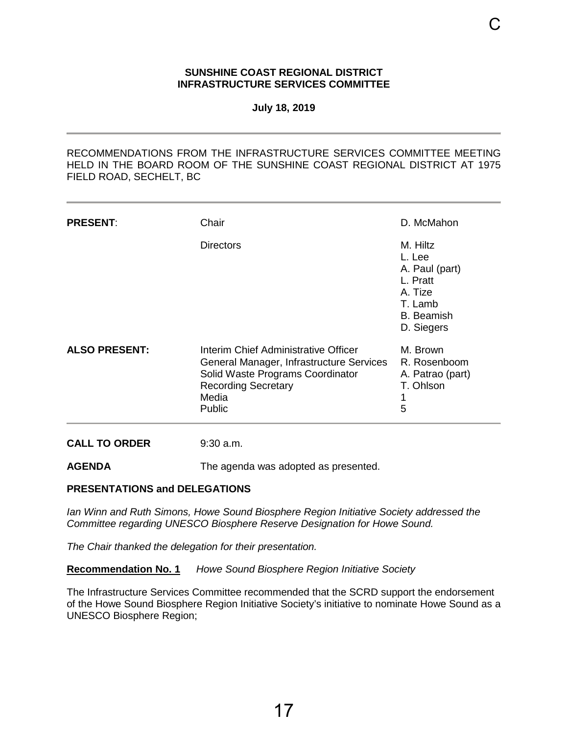C

**SUNSHINE COAST REGIONAL DISTRICT**
**INFRASTRUCTURE SERVICES COMMITTEE**

**July 18, 2019**

---

RECOMMENDATIONS FROM THE INFRASTRUCTURE SERVICES COMMITTEE MEETING HELD IN THE BOARD ROOM OF THE SUNSHINE COAST REGIONAL DISTRICT AT 1975 FIELD ROAD, SECHELT, BC

---

| | | |
|---|---|---|
| **PRESENT**: | Chair | D. McMahon |
| | Directors | M. Hiltz<br>L. Lee<br>A. Paul (part)<br>L. Pratt<br>A. Tize<br>T. Lamb<br>B. Beamish<br>D. Siegers |
| **ALSO PRESENT:** | Interim Chief Administrative Officer<br>General Manager, Infrastructure Services<br>Solid Waste Programs Coordinator<br>Recording Secretary<br>Media<br>Public | M. Brown<br>R. Rosenboom<br>A. Patrao (part)<br>T. Ohlson<br>1<br>5 |

**CALL TO ORDER** 9:30 a.m.

**AGENDA** The agenda was adopted as presented.

**PRESENTATIONS and DELEGATIONS**

*Ian Winn and Ruth Simons, Howe Sound Biosphere Region Initiative Society addressed the Committee regarding UNESCO Biosphere Reserve Designation for Howe Sound.*

*The Chair thanked the delegation for their presentation.*

**Recommendation No. 1** *Howe Sound Biosphere Region Initiative Society*

The Infrastructure Services Committee recommended that the SCRD support the endorsement of the Howe Sound Biosphere Region Initiative Society's initiative to nominate Howe Sound as a UNESCO Biosphere Region;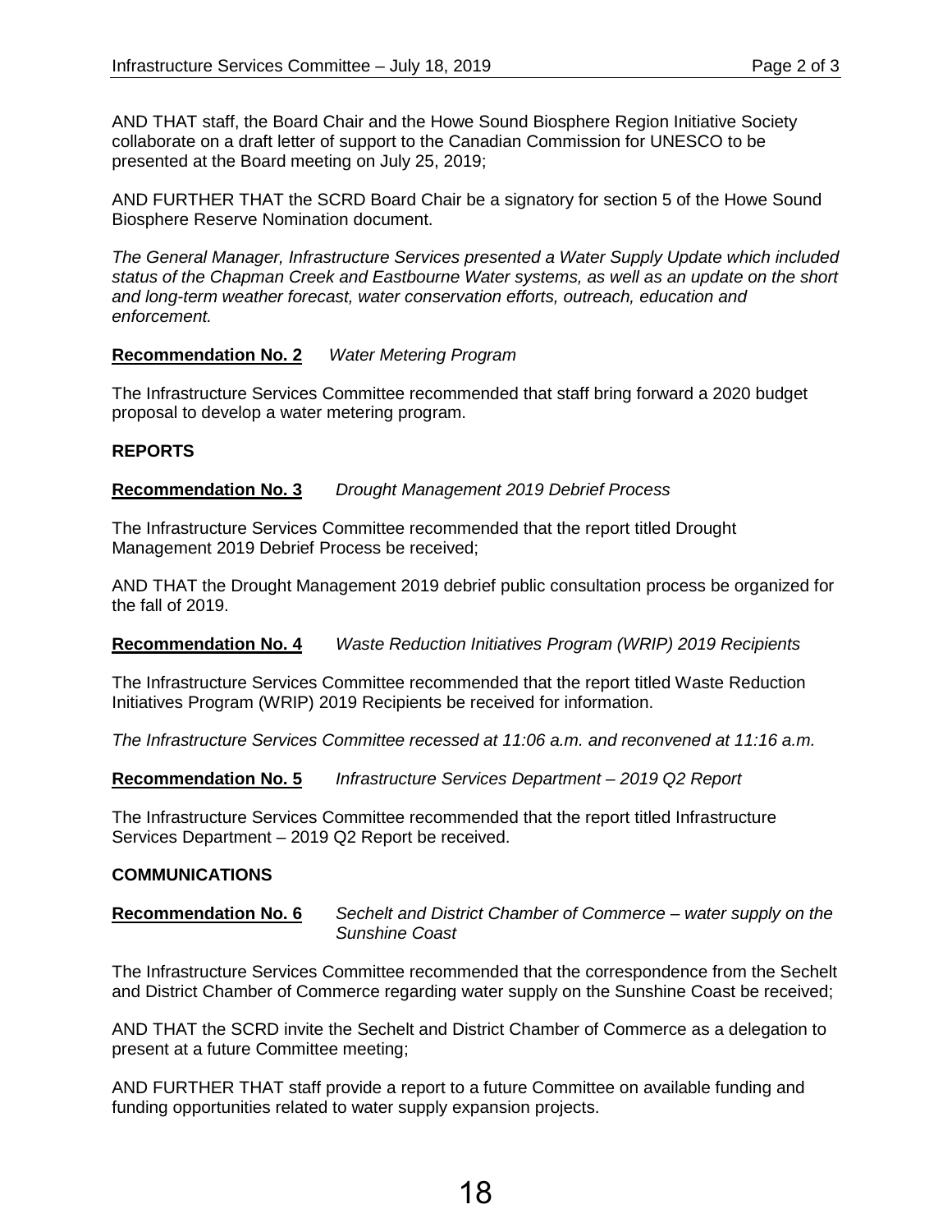AND THAT staff, the Board Chair and the Howe Sound Biosphere Region Initiative Society collaborate on a draft letter of support to the Canadian Commission for UNESCO to be presented at the Board meeting on July 25, 2019;

AND FURTHER THAT the SCRD Board Chair be a signatory for section 5 of the Howe Sound Biosphere Reserve Nomination document.

*The General Manager, Infrastructure Services presented a Water Supply Update which included status of the Chapman Creek and Eastbourne Water systems, as well as an update on the short and long-term weather forecast, water conservation efforts, outreach, education and enforcement.*

**Recommendation No. 2** *Water Metering Program*

The Infrastructure Services Committee recommended that staff bring forward a 2020 budget proposal to develop a water metering program.

**REPORTS**

**Recommendation No. 3** *Drought Management 2019 Debrief Process*

The Infrastructure Services Committee recommended that the report titled Drought Management 2019 Debrief Process be received;

AND THAT the Drought Management 2019 debrief public consultation process be organized for the fall of 2019.

**Recommendation No. 4** *Waste Reduction Initiatives Program (WRIP) 2019 Recipients*

The Infrastructure Services Committee recommended that the report titled Waste Reduction Initiatives Program (WRIP) 2019 Recipients be received for information.

*The Infrastructure Services Committee recessed at 11:06 a.m. and reconvened at 11:16 a.m.*

**Recommendation No. 5** *Infrastructure Services Department – 2019 Q2 Report*

The Infrastructure Services Committee recommended that the report titled Infrastructure Services Department – 2019 Q2 Report be received.

**COMMUNICATIONS**

**Recommendation No. 6** *Sechelt and District Chamber of Commerce – water supply on the Sunshine Coast*

The Infrastructure Services Committee recommended that the correspondence from the Sechelt and District Chamber of Commerce regarding water supply on the Sunshine Coast be received;

AND THAT the SCRD invite the Sechelt and District Chamber of Commerce as a delegation to present at a future Committee meeting;

AND FURTHER THAT staff provide a report to a future Committee on available funding and funding opportunities related to water supply expansion projects.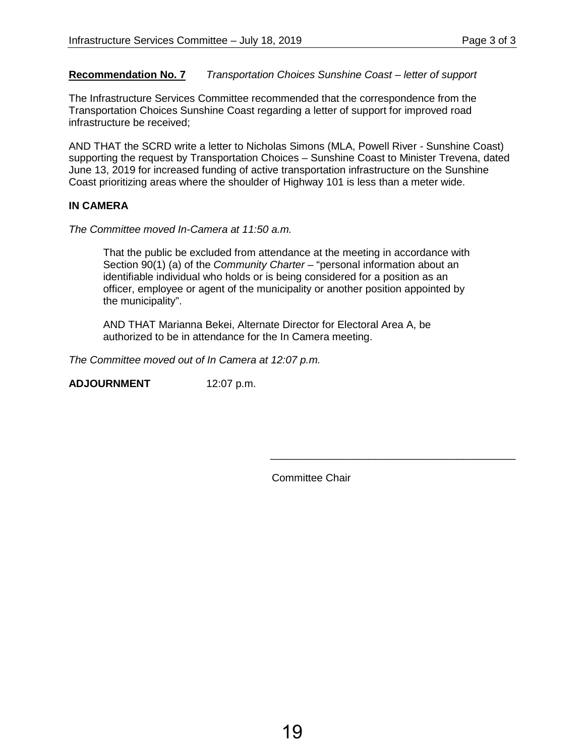**Recommendation No. 7** *Transportation Choices Sunshine Coast – letter of support*

The Infrastructure Services Committee recommended that the correspondence from the Transportation Choices Sunshine Coast regarding a letter of support for improved road infrastructure be received;

AND THAT the SCRD write a letter to Nicholas Simons (MLA, Powell River - Sunshine Coast) supporting the request by Transportation Choices – Sunshine Coast to Minister Trevena, dated June 13, 2019 for increased funding of active transportation infrastructure on the Sunshine Coast prioritizing areas where the shoulder of Highway 101 is less than a meter wide.

**IN CAMERA**

*The Committee moved In-Camera at 11:50 a.m.*

> That the public be excluded from attendance at the meeting in accordance with Section 90(1) (a) of the *Community Charter* – "personal information about an identifiable individual who holds or is being considered for a position as an officer, employee or agent of the municipality or another position appointed by the municipality".
>
> AND THAT Marianna Bekei, Alternate Director for Electoral Area A, be authorized to be in attendance for the In Camera meeting.

*The Committee moved out of In Camera at 12:07 p.m.*

**ADJOURNMENT** 12:07 p.m.

\_\_\_\_\_\_\_\_\_\_\_\_\_\_\_\_\_\_\_\_\_\_\_\_\_\_\_\_\_\_\_\_\_\_\_\_\_\_\_\_

Committee Chair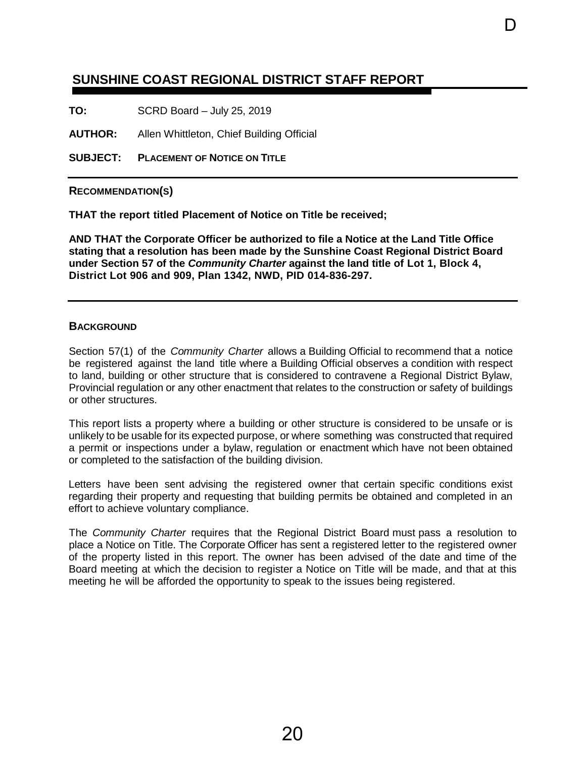D

## SUNSHINE COAST REGIONAL DISTRICT STAFF REPORT

**TO:** SCRD Board – July 25, 2019

**AUTHOR:** Allen Whittleton, Chief Building Official

**SUBJECT:** **PLACEMENT OF NOTICE ON TITLE**

---

### RECOMMENDATION(S)

**THAT the report titled Placement of Notice on Title be received;**

**AND THAT the Corporate Officer be authorized to file a Notice at the Land Title Office stating that a resolution has been made by the Sunshine Coast Regional District Board under Section 57 of the *Community Charter* against the land title of Lot 1, Block 4, District Lot 906 and 909, Plan 1342, NWD, PID 014-836-297.**

---

### BACKGROUND

Section 57(1) of the *Community Charter* allows a Building Official to recommend that a notice be registered against the land title where a Building Official observes a condition with respect to land, building or other structure that is considered to contravene a Regional District Bylaw, Provincial regulation or any other enactment that relates to the construction or safety of buildings or other structures.

This report lists a property where a building or other structure is considered to be unsafe or is unlikely to be usable for its expected purpose, or where something was constructed that required a permit or inspections under a bylaw, regulation or enactment which have not been obtained or completed to the satisfaction of the building division.

Letters have been sent advising the registered owner that certain specific conditions exist regarding their property and requesting that building permits be obtained and completed in an effort to achieve voluntary compliance.

The *Community Charter* requires that the Regional District Board must pass a resolution to place a Notice on Title. The Corporate Officer has sent a registered letter to the registered owner of the property listed in this report. The owner has been advised of the date and time of the Board meeting at which the decision to register a Notice on Title will be made, and that at this meeting he will be afforded the opportunity to speak to the issues being registered.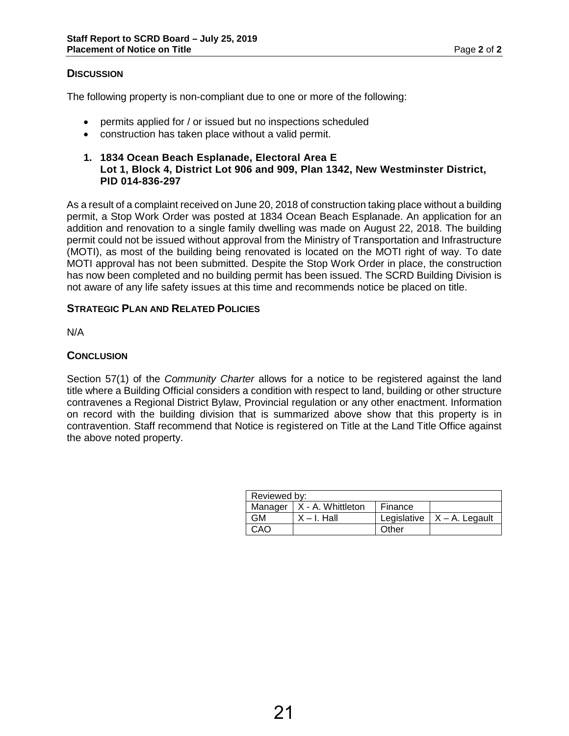## DISCUSSION

The following property is non-compliant due to one or more of the following:

- permits applied for / or issued but no inspections scheduled
- construction has taken place without a valid permit.

**1. 1834 Ocean Beach Esplanade, Electoral Area E**
**Lot 1, Block 4, District Lot 906 and 909, Plan 1342, New Westminster District, PID 014-836-297**

As a result of a complaint received on June 20, 2018 of construction taking place without a building permit, a Stop Work Order was posted at 1834 Ocean Beach Esplanade. An application for an addition and renovation to a single family dwelling was made on August 22, 2018. The building permit could not be issued without approval from the Ministry of Transportation and Infrastructure (MOTI), as most of the building being renovated is located on the MOTI right of way. To date MOTI approval has not been submitted. Despite the Stop Work Order in place, the construction has now been completed and no building permit has been issued. The SCRD Building Division is not aware of any life safety issues at this time and recommends notice be placed on title.

## STRATEGIC PLAN AND RELATED POLICIES

N/A

## CONCLUSION

Section 57(1) of the *Community Charter* allows for a notice to be registered against the land title where a Building Official considers a condition with respect to land, building or other structure contravenes a Regional District Bylaw, Provincial regulation or any other enactment. Information on record with the building division that is summarized above show that this property is in contravention. Staff recommend that Notice is registered on Title at the Land Title Office against the above noted property.

| Reviewed by: | | | |
|---|---|---|---|
| Manager | X - A. Whittleton | Finance | |
| GM | X – I. Hall | Legislative | X – A. Legault |
| CAO | | Other | |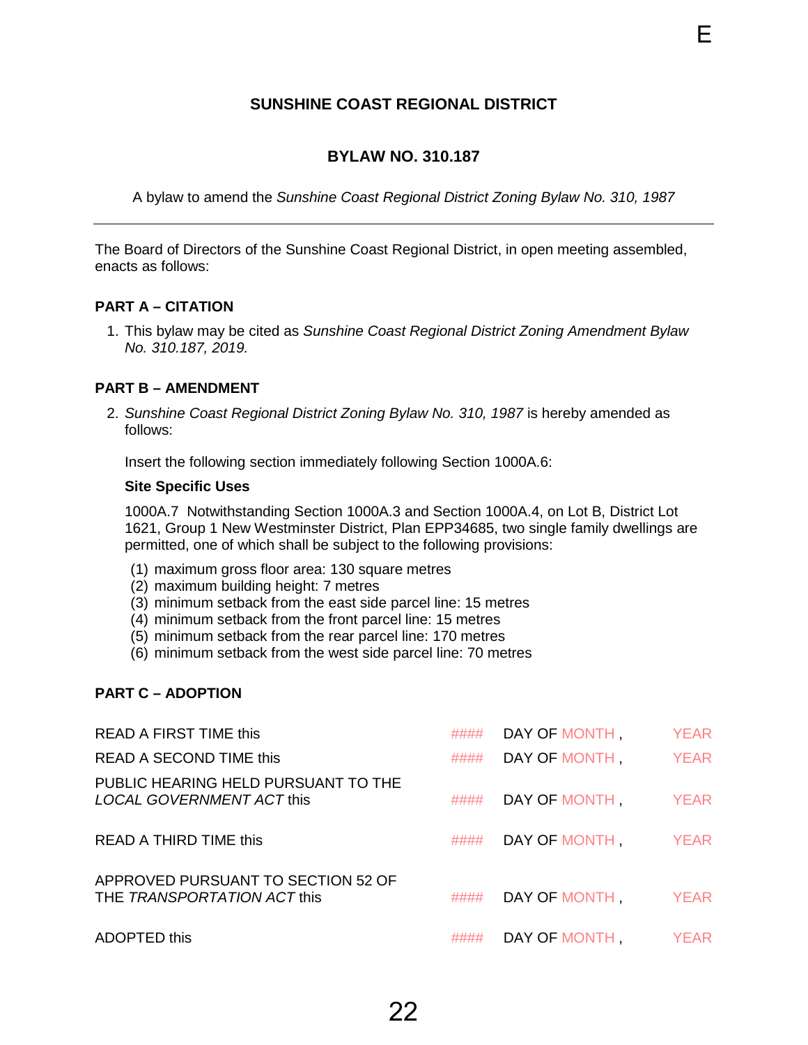E

**SUNSHINE COAST REGIONAL DISTRICT**

**BYLAW NO. 310.187**

A bylaw to amend the *Sunshine Coast Regional District Zoning Bylaw No. 310, 1987*

---

The Board of Directors of the Sunshine Coast Regional District, in open meeting assembled, enacts as follows:

**PART A – CITATION**

1. This bylaw may be cited as *Sunshine Coast Regional District Zoning Amendment Bylaw No. 310.187, 2019.*

**PART B – AMENDMENT**

2. *Sunshine Coast Regional District Zoning Bylaw No. 310, 1987* is hereby amended as follows:

   Insert the following section immediately following Section 1000A.6:

   **Site Specific Uses**

   1000A.7 Notwithstanding Section 1000A.3 and Section 1000A.4, on Lot B, District Lot 1621, Group 1 New Westminster District, Plan EPP34685, two single family dwellings are permitted, one of which shall be subject to the following provisions:

   (1) maximum gross floor area: 130 square metres
   (2) maximum building height: 7 metres
   (3) minimum setback from the east side parcel line: 15 metres
   (4) minimum setback from the front parcel line: 15 metres
   (5) minimum setback from the rear parcel line: 170 metres
   (6) minimum setback from the west side parcel line: 70 metres

**PART C – ADOPTION**

| | | | |
|---|---|---|---|
| READ A FIRST TIME this | #### | DAY OF MONTH , | YEAR |
| READ A SECOND TIME this | #### | DAY OF MONTH , | YEAR |
| PUBLIC HEARING HELD PURSUANT TO THE *LOCAL GOVERNMENT ACT* this | #### | DAY OF MONTH , | YEAR |
| READ A THIRD TIME this | #### | DAY OF MONTH , | YEAR |
| APPROVED PURSUANT TO SECTION 52 OF THE *TRANSPORTATION ACT* this | #### | DAY OF MONTH , | YEAR |
| ADOPTED this | #### | DAY OF MONTH , | YEAR |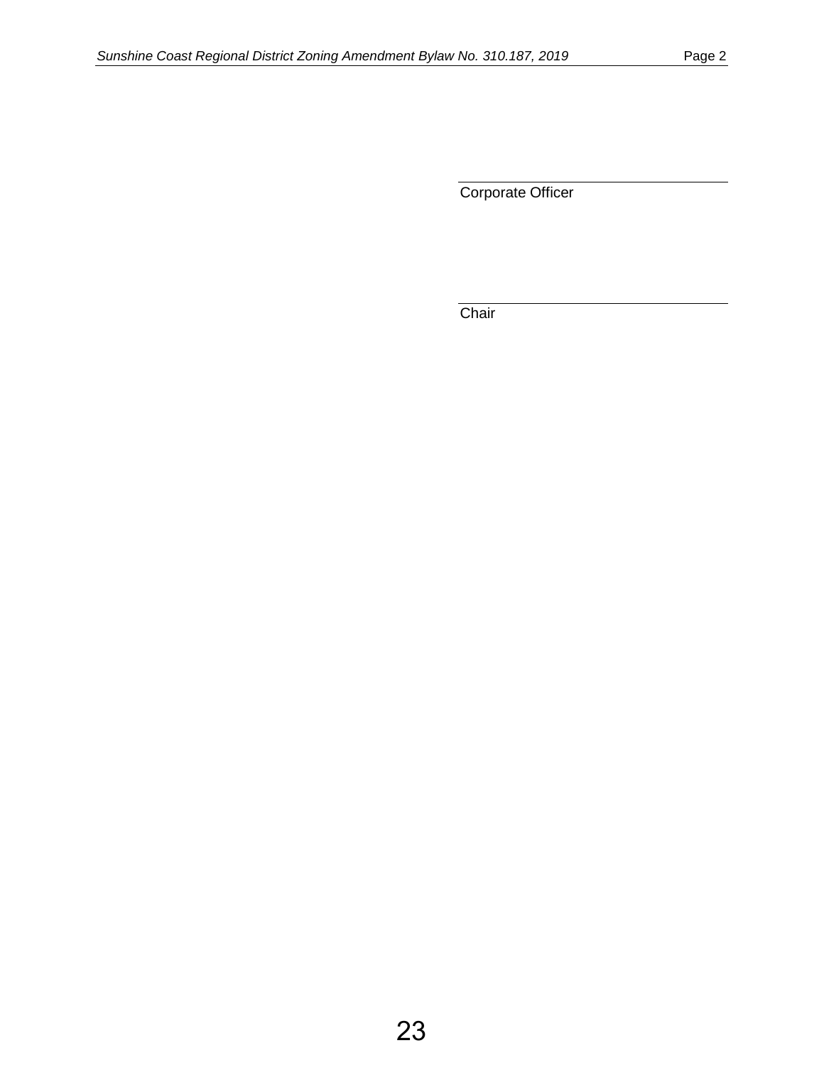_______________________________
Corporate Officer

_______________________________
Chair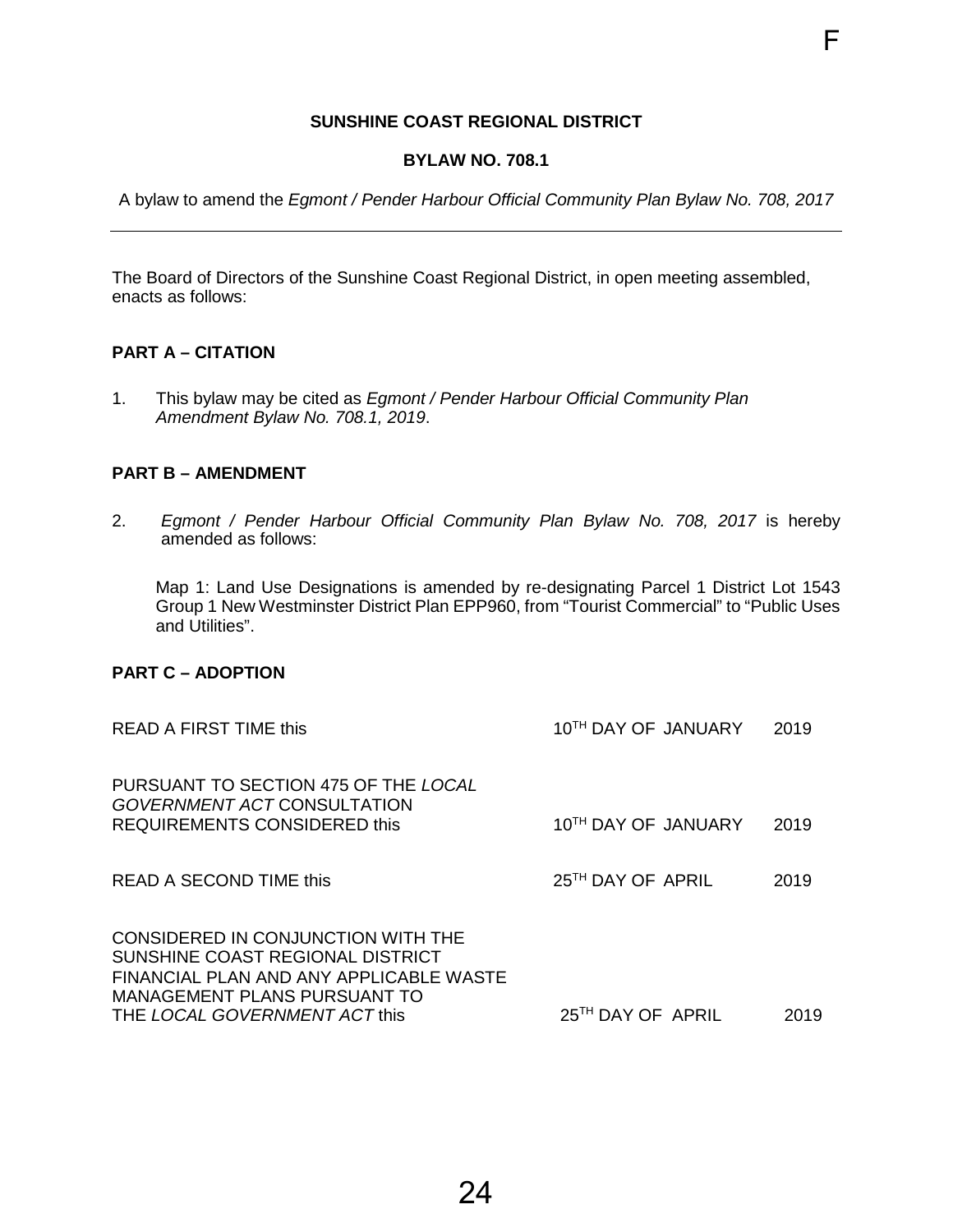**SUNSHINE COAST REGIONAL DISTRICT**

**BYLAW NO. 708.1**

A bylaw to amend the *Egmont / Pender Harbour Official Community Plan Bylaw No. 708, 2017*

---

The Board of Directors of the Sunshine Coast Regional District, in open meeting assembled, enacts as follows:

**PART A – CITATION**

1. This bylaw may be cited as *Egmont / Pender Harbour Official Community Plan Amendment Bylaw No. 708.1, 2019*.

**PART B – AMENDMENT**

2. *Egmont / Pender Harbour Official Community Plan Bylaw No. 708, 2017* is hereby amended as follows:

   Map 1: Land Use Designations is amended by re-designating Parcel 1 District Lot 1543 Group 1 New Westminster District Plan EPP960, from "Tourist Commercial" to "Public Uses and Utilities".

**PART C – ADOPTION**

| | | |
|---|---|---|
| READ A FIRST TIME this | 10TH DAY OF JANUARY | 2019 |
| PURSUANT TO SECTION 475 OF THE *LOCAL GOVERNMENT ACT* CONSULTATION REQUIREMENTS CONSIDERED this | 10TH DAY OF JANUARY | 2019 |
| READ A SECOND TIME this | 25TH DAY OF APRIL | 2019 |
| CONSIDERED IN CONJUNCTION WITH THE SUNSHINE COAST REGIONAL DISTRICT FINANCIAL PLAN AND ANY APPLICABLE WASTE MANAGEMENT PLANS PURSUANT TO THE *LOCAL GOVERNMENT ACT* this | 25TH DAY OF APRIL | 2019 |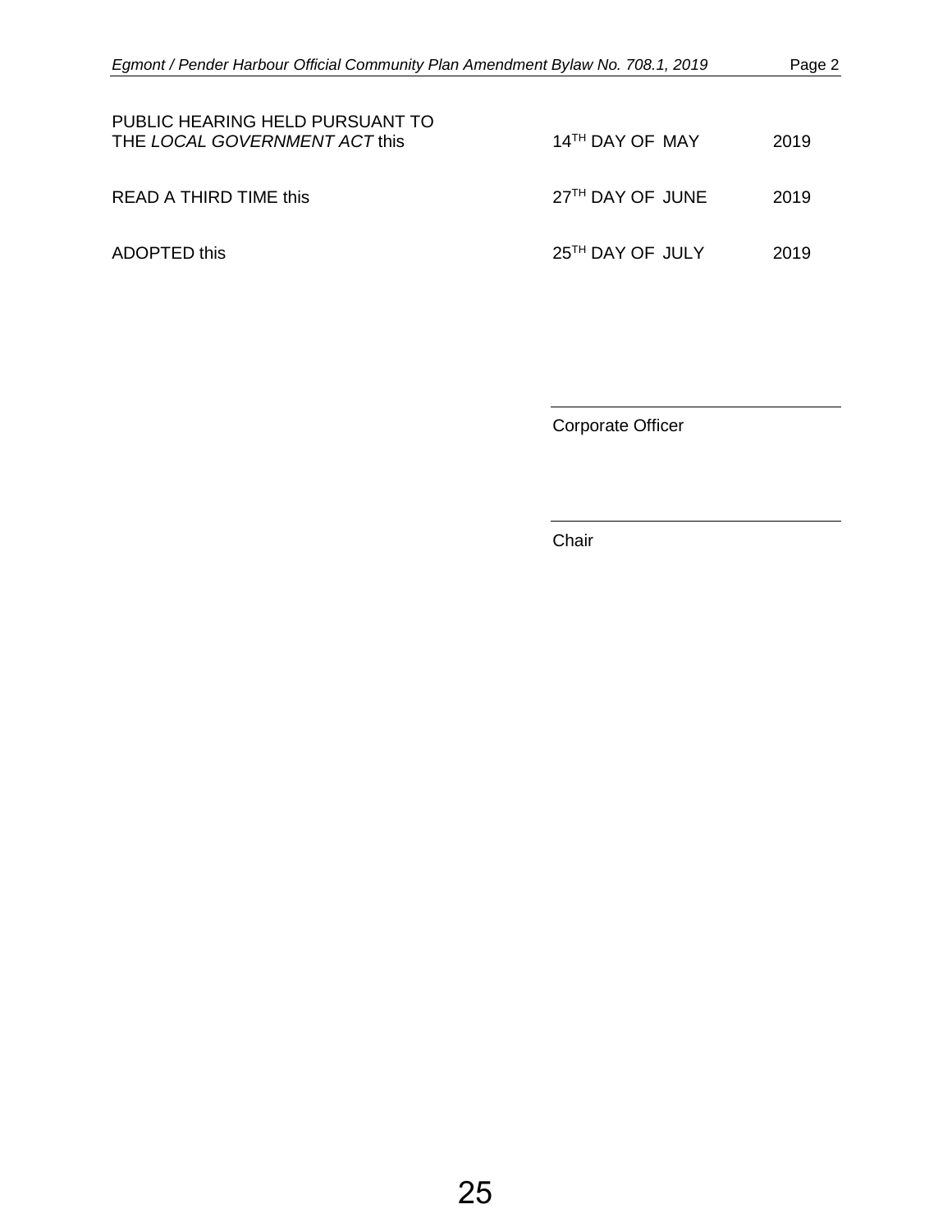| | | |
|---|---|---|
| PUBLIC HEARING HELD PURSUANT TO THE *LOCAL GOVERNMENT ACT* this | 14TH DAY OF MAY | 2019 |
| READ A THIRD TIME this | 27TH DAY OF JUNE | 2019 |
| ADOPTED this | 25TH DAY OF JULY | 2019 |

\_\_\_\_\_\_\_\_\_\_\_\_\_\_\_\_\_\_\_\_\_\_\_\_\_\_\_\_
Corporate Officer

\_\_\_\_\_\_\_\_\_\_\_\_\_\_\_\_\_\_\_\_\_\_\_\_\_\_\_\_
Chair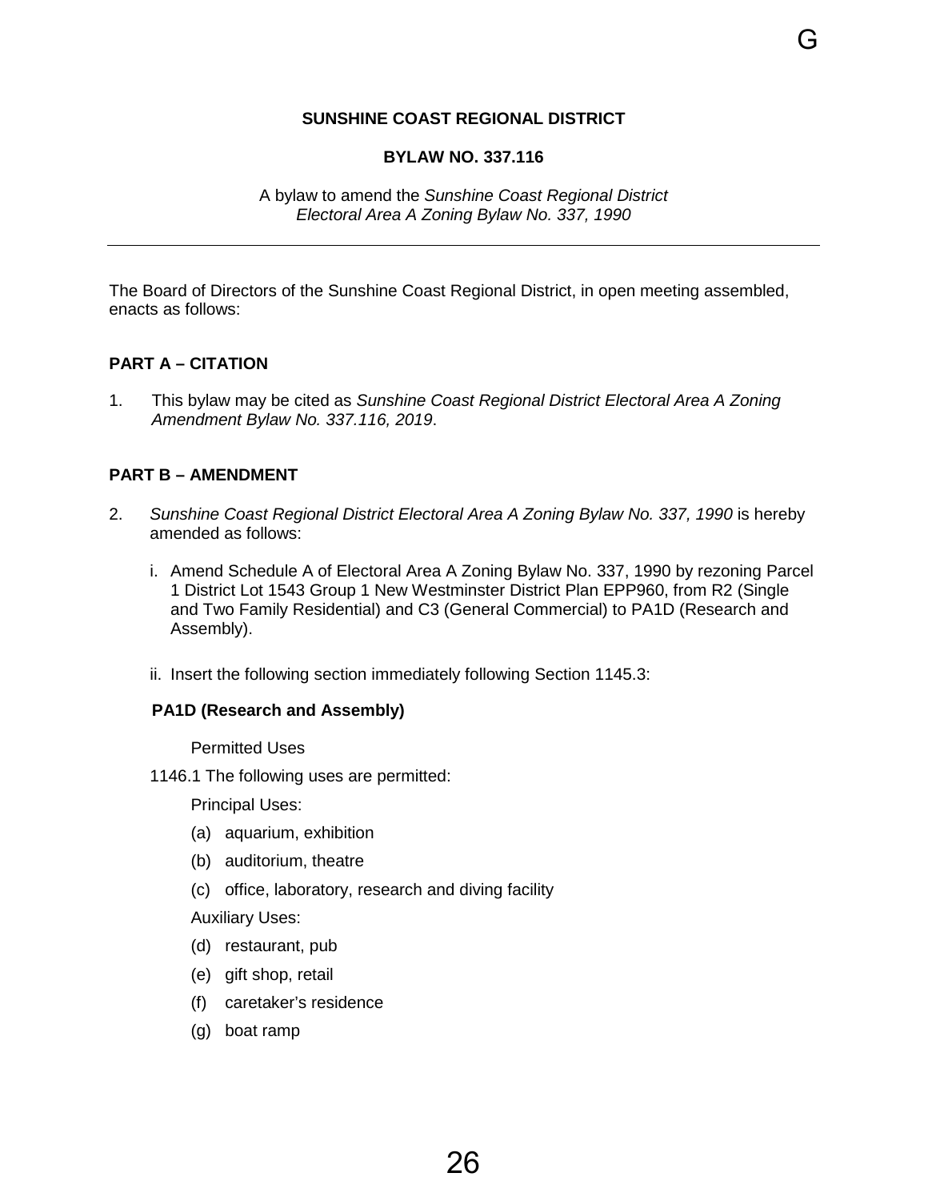**SUNSHINE COAST REGIONAL DISTRICT**

**BYLAW NO. 337.116**

A bylaw to amend the *Sunshine Coast Regional District Electoral Area A Zoning Bylaw No. 337, 1990*

---

The Board of Directors of the Sunshine Coast Regional District, in open meeting assembled, enacts as follows:

**PART A – CITATION**

1. This bylaw may be cited as *Sunshine Coast Regional District Electoral Area A Zoning Amendment Bylaw No. 337.116, 2019*.

**PART B – AMENDMENT**

2. *Sunshine Coast Regional District Electoral Area A Zoning Bylaw No. 337, 1990* is hereby amended as follows:

   i. Amend Schedule A of Electoral Area A Zoning Bylaw No. 337, 1990 by rezoning Parcel 1 District Lot 1543 Group 1 New Westminster District Plan EPP960, from R2 (Single and Two Family Residential) and C3 (General Commercial) to PA1D (Research and Assembly).

   ii. Insert the following section immediately following Section 1145.3:

**PA1D (Research and Assembly)**

Permitted Uses

1146.1 The following uses are permitted:

Principal Uses:

(a) aquarium, exhibition

(b) auditorium, theatre

(c) office, laboratory, research and diving facility

Auxiliary Uses:

(d) restaurant, pub

(e) gift shop, retail

(f) caretaker's residence

(g) boat ramp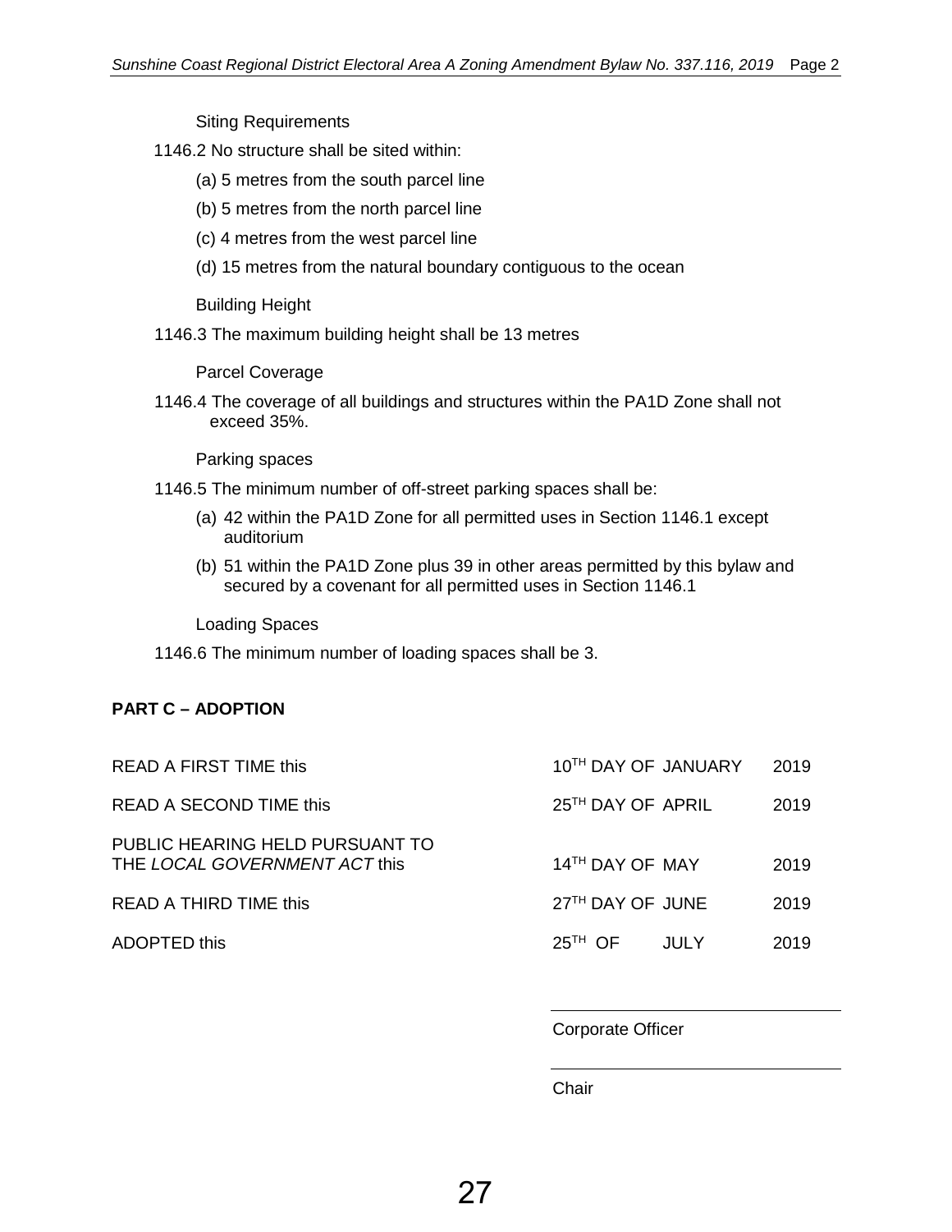Siting Requirements

1146.2 No structure shall be sited within:

(a) 5 metres from the south parcel line

(b) 5 metres from the north parcel line

(c) 4 metres from the west parcel line

(d) 15 metres from the natural boundary contiguous to the ocean

Building Height

1146.3 The maximum building height shall be 13 metres

Parcel Coverage

1146.4 The coverage of all buildings and structures within the PA1D Zone shall not exceed 35%.

Parking spaces

1146.5 The minimum number of off-street parking spaces shall be:

(a) 42 within the PA1D Zone for all permitted uses in Section 1146.1 except auditorium

(b) 51 within the PA1D Zone plus 39 in other areas permitted by this bylaw and secured by a covenant for all permitted uses in Section 1146.1

Loading Spaces

1146.6 The minimum number of loading spaces shall be 3.

**PART C – ADOPTION**

| | | |
|---|---|---|
| READ A FIRST TIME this | 10TH DAY OF JANUARY | 2019 |
| READ A SECOND TIME this | 25TH DAY OF APRIL | 2019 |
| PUBLIC HEARING HELD PURSUANT TO THE *LOCAL GOVERNMENT ACT* this | 14TH DAY OF MAY | 2019 |
| READ A THIRD TIME this | 27TH DAY OF JUNE | 2019 |
| ADOPTED this | 25TH OF JULY | 2019 |

Corporate Officer

Chair